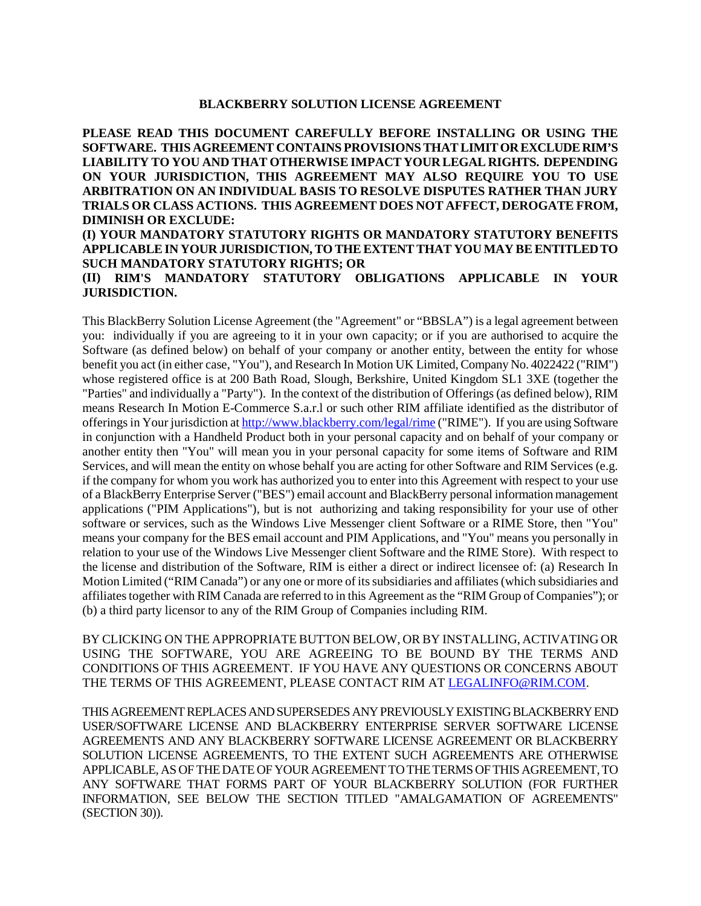# BLACKBERRY SOLUTION LICENSE AGREEMENT

**PLEASE READ THIS DOCUMENT CAREFULLY BEFORE INSTALLING OR USING THE SOFTWARE. THIS AGREEMENT CONTAINS PROVISIONS THAT LIMIT OR EXCLUDE RIM'S LIABILITY TO YOU AND THAT OTHERWISE IMPACT YOUR LEGAL RIGHTS. DEPENDING ON YOUR JURISDICTION, THIS AGREEMENT MAY ALSO REQUIRE YOU TO USE ARBITRATION ON AN INDIVIDUAL BASIS TO RESOLVE DISPUTES RATHER THAN JURY TRIALS OR CLASS ACTIONS. THIS AGREEMENT DOES NOT AFFECT, DEROGATE FROM, DIMINISH OR EXCLUDE:**

**(I) YOUR MANDATORY STATUTORY RIGHTS OR MANDATORY STATUTORY BENEFITS APPLICABLE IN YOUR JURISDICTION, TO THE EXTENT THAT YOU MAY BE ENTITLED TO SUCH MANDATORY STATUTORY RIGHTS; OR**

**(II) RIM'S MANDATORY STATUTORY OBLIGATIONS APPLICABLE IN YOUR JURISDICTION.**

This BlackBerry Solution License Agreement (the "Agreement" or "BBSLA") is a legal agreement between you: individually if you are agreeing to it in your own capacity; or if you are authorised to acquire the Software (as defined below) on behalf of your company or another entity, between the entity for whose benefit you act (in either case, "You"), and Research In Motion UK Limited, Company No. 4022422 ("RIM") whose registered office is at 200 Bath Road, Slough, Berkshire, United Kingdom SL1 3XE (together the "Parties" and individually a "Party"). In the context of the distribution of Offerings (as defined below), RIM means Research In Motion E-Commerce S.a.r.l or such other RIM affiliate identified as the distributor of offerings in Your jurisdiction at http://www.blackberry.com/legal/rime ("RIME"). If you are using Software in conjunction with a Handheld Product both in your personal capacity and on behalf of your company or another entity then "You" will mean you in your personal capacity for some items of Software and RIM Services, and will mean the entity on whose behalf you are acting for other Software and RIM Services (e.g. if the company for whom you work has authorized you to enter into this Agreement with respect to your use of a BlackBerry Enterprise Server ("BES") email account and BlackBerry personal information management applications ("PIM Applications"), but is not authorizing and taking responsibility for your use of other software or services, such as the Windows Live Messenger client Software or a RIME Store, then "You" means your company for the BES email account and PIM Applications, and "You" means you personally in relation to your use of the Windows Live Messenger client Software and the RIME Store). With respect to the license and distribution of the Software, RIM is either a direct or indirect licensee of: (a) Research In Motion Limited ("RIM Canada") or any one or more of its subsidiaries and affiliates (which subsidiaries and affiliates together with RIM Canada are referred to in this Agreement as the "RIM Group of Companies"); or (b) a third party licensor to any of the RIM Group of Companies including RIM.

BY CLICKING ON THE APPROPRIATE BUTTON BELOW, OR BY INSTALLING, ACTIVATING OR USING THE SOFTWARE, YOU ARE AGREEING TO BE BOUND BY THE TERMS AND CONDITIONS OF THIS AGREEMENT. IF YOU HAVE ANY QUESTIONS OR CONCERNS ABOUT THE TERMS OF THIS AGREEMENT, PLEASE CONTACT RIM AT LEGALINFO@RIM.COM.

THIS AGREEMENT REPLACES AND SUPERSEDES ANY PREVIOUSLY EXISTING BLACKBERRY END USER/SOFTWARE LICENSE AND BLACKBERRY ENTERPRISE SERVER SOFTWARE LICENSE AGREEMENTS AND ANY BLACKBERRY SOFTWARE LICENSE AGREEMENT OR BLACKBERRY SOLUTION LICENSE AGREEMENTS, TO THE EXTENT SUCH AGREEMENTS ARE OTHERWISE APPLICABLE, AS OF THE DATE OF YOUR AGREEMENT TO THE TERMS OF THIS AGREEMENT, TO ANY SOFTWARE THAT FORMS PART OF YOUR BLACKBERRY SOLUTION (FOR FURTHER INFORMATION, SEE BELOW THE SECTION TITLED "AMALGAMATION OF AGREEMENTS" (SECTION 30)).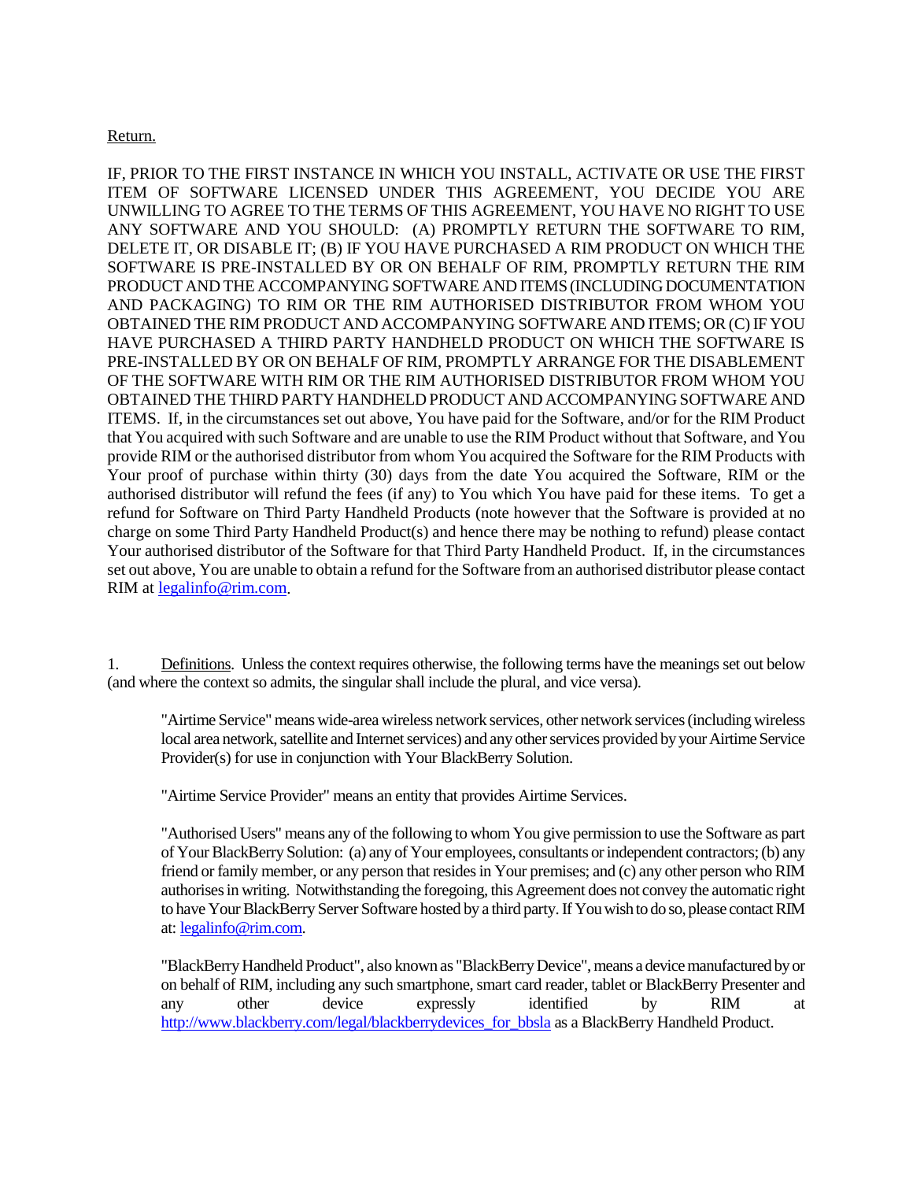Return.

IF, PRIOR TO THE FIRST INSTANCE IN WHICH YOU INSTALL, ACTIVATE OR USE THE FIRST ITEM OF SOFTWARE LICENSED UNDER THIS AGREEMENT, YOU DECIDE YOU ARE UNWILLING TO AGREE TO THE TERMS OF THIS AGREEMENT, YOU HAVE NO RIGHT TO USE ANY SOFTWARE AND YOU SHOULD: (A) PROMPTLY RETURN THE SOFTWARE TO RIM, DELETE IT, OR DISABLE IT; (B) IF YOU HAVE PURCHASED A RIM PRODUCT ON WHICH THE SOFTWARE IS PRE-INSTALLED BY OR ON BEHALF OF RIM, PROMPTLY RETURN THE RIM PRODUCT AND THE ACCOMPANYING SOFTWARE AND ITEMS (INCLUDING DOCUMENTATION AND PACKAGING) TO RIM OR THE RIM AUTHORISED DISTRIBUTOR FROM WHOM YOU OBTAINED THE RIM PRODUCT AND ACCOMPANYING SOFTWARE AND ITEMS; OR (C) IF YOU HAVE PURCHASED A THIRD PARTY HANDHELD PRODUCT ON WHICH THE SOFTWARE IS PRE-INSTALLED BY OR ON BEHALF OF RIM, PROMPTLY ARRANGE FOR THE DISABLEMENT OF THE SOFTWARE WITH RIM OR THE RIM AUTHORISED DISTRIBUTOR FROM WHOM YOU OBTAINED THE THIRD PARTY HANDHELD PRODUCT AND ACCOMPANYING SOFTWARE AND ITEMS. If, in the circumstances set out above, You have paid for the Software, and/or for the RIM Product that You acquired with such Software and are unable to use the RIM Product without that Software, and You provide RIM or the authorised distributor from whom You acquired the Software for the RIM Products with Your proof of purchase within thirty (30) days from the date You acquired the Software, RIM or the authorised distributor will refund the fees (if any) to You which You have paid for these items. To get a refund for Software on Third Party Handheld Products (note however that the Software is provided at no charge on some Third Party Handheld Product(s) and hence there may be nothing to refund) please contact Your authorised distributor of the Software for that Third Party Handheld Product. If, in the circumstances set out above, You are unable to obtain a refund for the Software from an authorised distributor please contact RIM at legalinfo@rim.com.

1. Definitions. Unless the context requires otherwise, the following terms have the meanings set out below (and where the context so admits, the singular shall include the plural, and vice versa).

"Airtime Service" means wide-area wireless network services, other network services (including wireless local area network, satellite and Internet services) and any other services provided by your Airtime Service Provider(s) for use in conjunction with Your BlackBerry Solution.

"Airtime Service Provider" means an entity that provides Airtime Services.

"Authorised Users" means any of the following to whom You give permission to use the Software as part of Your BlackBerry Solution: (a) any of Your employees, consultants or independent contractors; (b) any friend or family member, or any person that resides in Your premises; and (c) any other person who RIM authorises in writing. Notwithstanding the foregoing, this Agreement does not convey the automatic right to have Your BlackBerry Server Software hosted by a third party. If You wish to do so, please contact RIM at: legalinfo@rim.com.

"BlackBerry Handheld Product", also known as "BlackBerry Device", means a device manufactured by or on behalf of RIM, including any such smartphone, smart card reader, tablet or BlackBerry Presenter and any other device expressly identified by RIM at http://www.blackberry.com/legal/blackberrydevices_for_bbsla as a BlackBerry Handheld Product.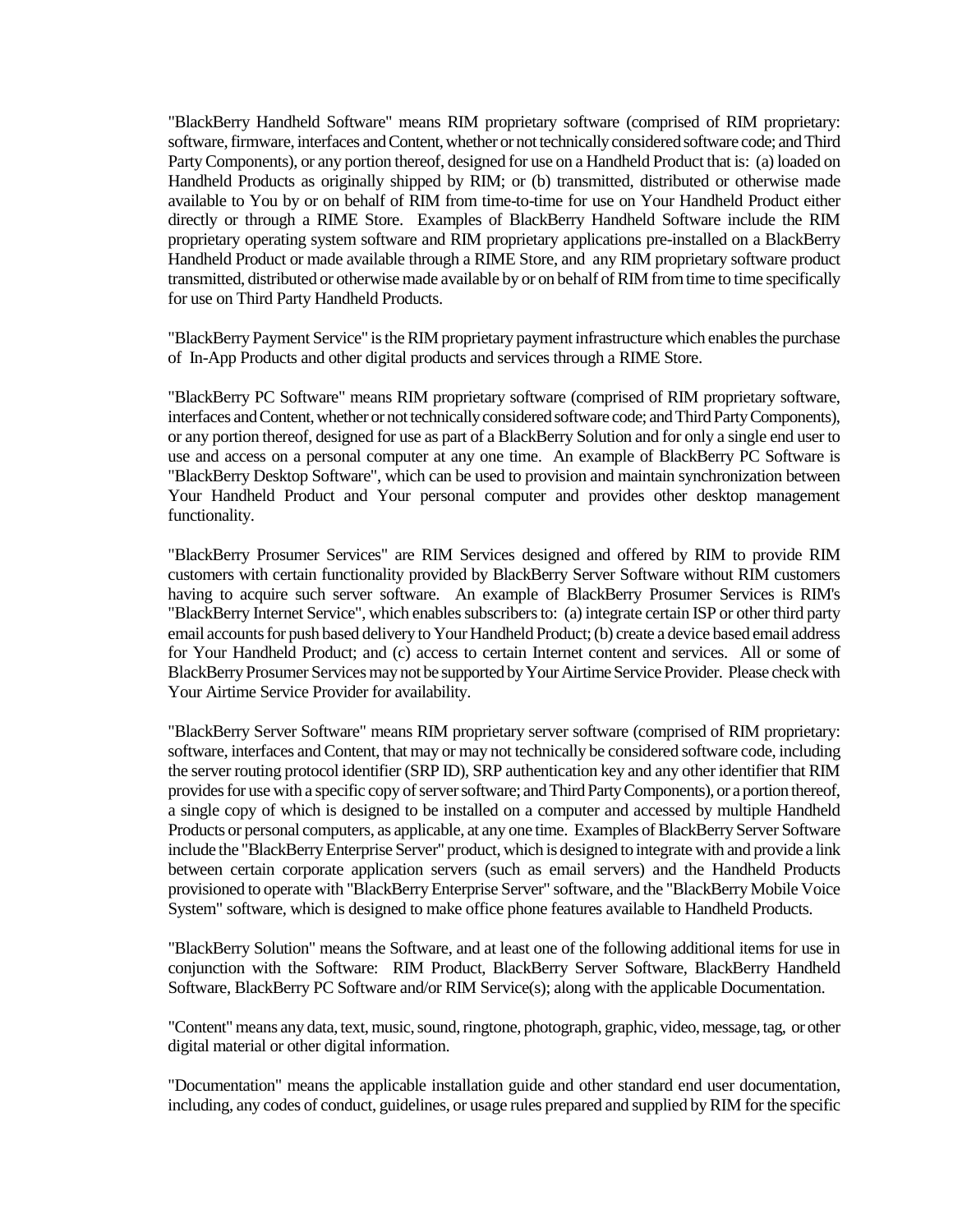"BlackBerry Handheld Software" means RIM proprietary software (comprised of RIM proprietary: software, firmware, interfaces and Content, whether or not technically considered software code; and Third Party Components), or any portion thereof, designed for use on a Handheld Product that is: (a) loaded on Handheld Products as originally shipped by RIM; or (b) transmitted, distributed or otherwise made available to You by or on behalf of RIM from time-to-time for use on Your Handheld Product either directly or through a RIME Store. Examples of BlackBerry Handheld Software include the RIM proprietary operating system software and RIM proprietary applications pre-installed on a BlackBerry Handheld Product or made available through a RIME Store, and any RIM proprietary software product transmitted, distributed or otherwise made available by or on behalf of RIM from time to time specifically for use on Third Party Handheld Products.

"BlackBerry Payment Service" is the RIM proprietary payment infrastructure which enables the purchase of In-App Products and other digital products and services through a RIME Store.

"BlackBerry PC Software" means RIM proprietary software (comprised of RIM proprietary software, interfaces and Content, whether or not technically considered software code; and Third Party Components), or any portion thereof, designed for use as part of a BlackBerry Solution and for only a single end user to use and access on a personal computer at any one time. An example of BlackBerry PC Software is "BlackBerry Desktop Software", which can be used to provision and maintain synchronization between Your Handheld Product and Your personal computer and provides other desktop management functionality.

"BlackBerry Prosumer Services" are RIM Services designed and offered by RIM to provide RIM customers with certain functionality provided by BlackBerry Server Software without RIM customers having to acquire such server software. An example of BlackBerry Prosumer Services is RIM's "BlackBerry Internet Service", which enables subscribers to: (a) integrate certain ISP or other third party email accounts for push based delivery to Your Handheld Product; (b) create a device based email address for Your Handheld Product; and (c) access to certain Internet content and services. All or some of BlackBerry Prosumer Services may not be supported by Your Airtime Service Provider. Please check with Your Airtime Service Provider for availability.

"BlackBerry Server Software" means RIM proprietary server software (comprised of RIM proprietary: software, interfaces and Content, that may or may not technically be considered software code, including the server routing protocol identifier (SRP ID), SRP authentication key and any other identifier that RIM provides for use with a specific copy of server software; and Third Party Components), or a portion thereof, a single copy of which is designed to be installed on a computer and accessed by multiple Handheld Products or personal computers, as applicable, at any one time. Examples of BlackBerry Server Software include the "BlackBerry Enterprise Server" product, which is designed to integrate with and provide a link between certain corporate application servers (such as email servers) and the Handheld Products provisioned to operate with "BlackBerry Enterprise Server" software, and the "BlackBerry Mobile Voice System" software, which is designed to make office phone features available to Handheld Products.

"BlackBerry Solution" means the Software, and at least one of the following additional items for use in conjunction with the Software: RIM Product, BlackBerry Server Software, BlackBerry Handheld Software, BlackBerry PC Software and/or RIM Service(s); along with the applicable Documentation.

"Content" means any data, text, music, sound, ringtone, photograph, graphic, video, message, tag, or other digital material or other digital information.

"Documentation" means the applicable installation guide and other standard end user documentation, including, any codes of conduct, guidelines, or usage rules prepared and supplied by RIM for the specific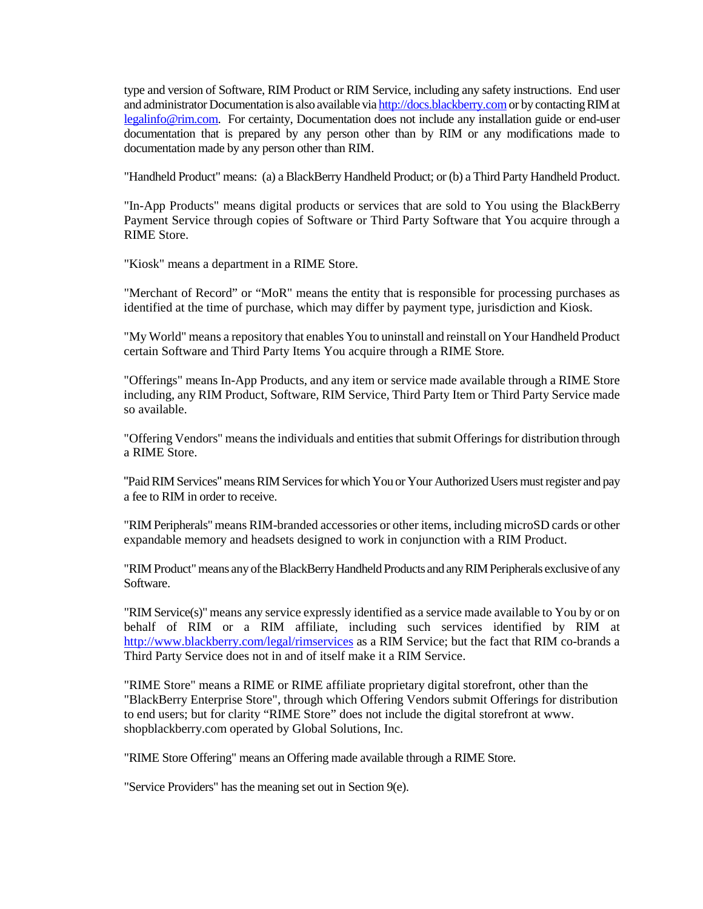type and version of Software, RIM Product or RIM Service, including any safety instructions. End user and administrator Documentation is also available via http://docs.blackberry.com or by contacting RIM at legalinfo@rim.com. For certainty, Documentation does not include any installation guide or end-user documentation that is prepared by any person other than by RIM or any modifications made to documentation made by any person other than RIM.

"Handheld Product" means: (a) a BlackBerry Handheld Product; or (b) a Third Party Handheld Product.

"In-App Products" means digital products or services that are sold to You using the BlackBerry Payment Service through copies of Software or Third Party Software that You acquire through a RIME Store.

"Kiosk" means a department in a RIME Store.

"Merchant of Record" or "MoR" means the entity that is responsible for processing purchases as identified at the time of purchase, which may differ by payment type, jurisdiction and Kiosk.

"My World" means a repository that enables You to uninstall and reinstall on Your Handheld Product certain Software and Third Party Items You acquire through a RIME Store.

"Offerings" means In-App Products, and any item or service made available through a RIME Store including, any RIM Product, Software, RIM Service, Third Party Item or Third Party Service made so available.

"Offering Vendors" means the individuals and entities that submit Offerings for distribution through a RIME Store.

"Paid RIM Services" means RIM Services for which You or Your Authorized Users must register and pay a fee to RIM in order to receive.

"RIM Peripherals" means RIM-branded accessories or other items, including microSD cards or other expandable memory and headsets designed to work in conjunction with a RIM Product.

"RIM Product" means any of the BlackBerry Handheld Products and any RIM Peripherals exclusive of any Software.

"RIM Service(s)" means any service expressly identified as a service made available to You by or on behalf of RIM or a RIM affiliate, including such services identified by RIM at http://www.blackberry.com/legal/rimservices as a RIM Service; but the fact that RIM co-brands a Third Party Service does not in and of itself make it a RIM Service.

"RIME Store" means a RIME or RIME affiliate proprietary digital storefront, other than the "BlackBerry Enterprise Store", through which Offering Vendors submit Offerings for distribution to end users; but for clarity "RIME Store" does not include the digital storefront at www. shopblackberry.com operated by Global Solutions, Inc.

"RIME Store Offering" means an Offering made available through a RIME Store.

"Service Providers" has the meaning set out in Section 9(e).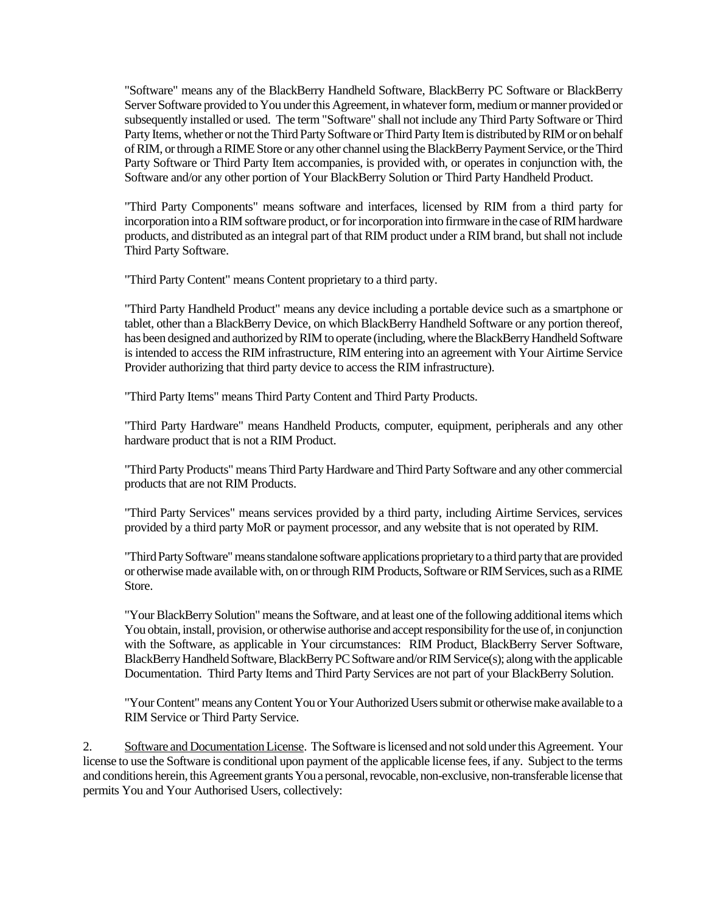"Software" means any of the BlackBerry Handheld Software, BlackBerry PC Software or BlackBerry Server Software provided to You under this Agreement, in whatever form, medium or manner provided or subsequently installed or used. The term "Software" shall not include any Third Party Software or Third Party Items, whether or not the Third Party Software or Third Party Item is distributed by RIM or on behalf of RIM, or through a RIME Store or any other channel using the BlackBerry Payment Service, or the Third Party Software or Third Party Item accompanies, is provided with, or operates in conjunction with, the Software and/or any other portion of Your BlackBerry Solution or Third Party Handheld Product.

"Third Party Components" means software and interfaces, licensed by RIM from a third party for incorporation into a RIM software product, or for incorporation into firmware in the case of RIM hardware products, and distributed as an integral part of that RIM product under a RIM brand, but shall not include Third Party Software.

"Third Party Content" means Content proprietary to a third party.

"Third Party Handheld Product" means any device including a portable device such as a smartphone or tablet, other than a BlackBerry Device, on which BlackBerry Handheld Software or any portion thereof, has been designed and authorized by RIM to operate (including, where the BlackBerry Handheld Software is intended to access the RIM infrastructure, RIM entering into an agreement with Your Airtime Service Provider authorizing that third party device to access the RIM infrastructure).

"Third Party Items" means Third Party Content and Third Party Products.

"Third Party Hardware" means Handheld Products, computer, equipment, peripherals and any other hardware product that is not a RIM Product.

"Third Party Products" means Third Party Hardware and Third Party Software and any other commercial products that are not RIM Products.

"Third Party Services" means services provided by a third party, including Airtime Services, services provided by a third party MoR or payment processor, and any website that is not operated by RIM.

"Third Party Software" means standalone software applications proprietary to a third party that are provided or otherwise made available with, on or through RIM Products, Software or RIM Services, such as a RIME Store.

"Your BlackBerry Solution" means the Software, and at least one of the following additional items which You obtain, install, provision, or otherwise authorise and accept responsibility for the use of, in conjunction with the Software, as applicable in Your circumstances: RIM Product, BlackBerry Server Software, BlackBerry Handheld Software, BlackBerry PC Software and/or RIM Service(s); along with the applicable Documentation. Third Party Items and Third Party Services are not part of your BlackBerry Solution.

"Your Content" means any Content You or Your Authorized Users submit or otherwise make available to a RIM Service or Third Party Service.

2. Software and Documentation License. The Software is licensed and not sold under this Agreement. Your license to use the Software is conditional upon payment of the applicable license fees, if any. Subject to the terms and conditions herein, this Agreement grants You a personal, revocable, non-exclusive, non-transferable license that permits You and Your Authorised Users, collectively: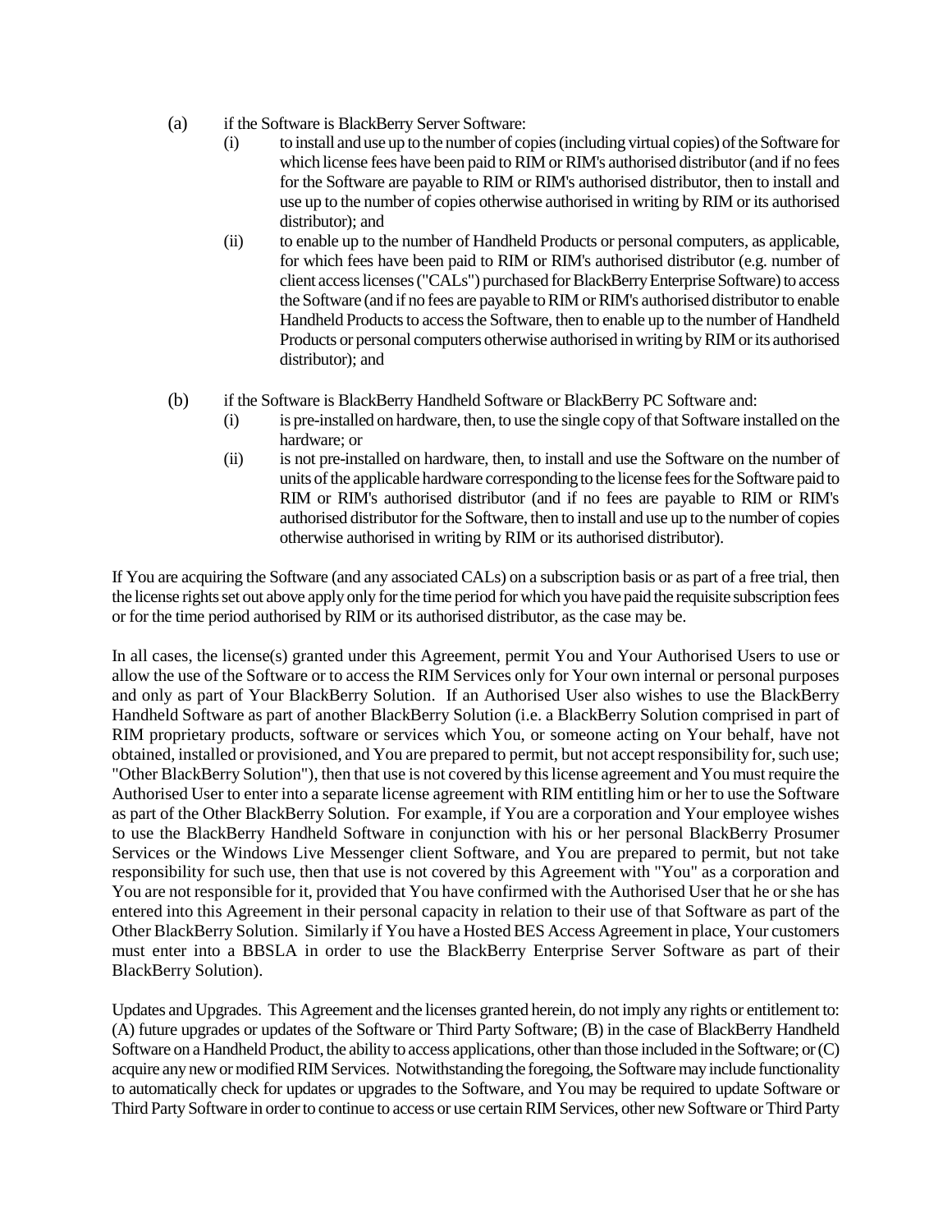(a) if the Software is BlackBerry Server Software:

   (i) to install and use up to the number of copies (including virtual copies) of the Software for which license fees have been paid to RIM or RIM's authorised distributor (and if no fees for the Software are payable to RIM or RIM's authorised distributor, then to install and use up to the number of copies otherwise authorised in writing by RIM or its authorised distributor); and

   (ii) to enable up to the number of Handheld Products or personal computers, as applicable, for which fees have been paid to RIM or RIM's authorised distributor (e.g. number of client access licenses ("CALs") purchased for BlackBerry Enterprise Software) to access the Software (and if no fees are payable to RIM or RIM's authorised distributor to enable Handheld Products to access the Software, then to enable up to the number of Handheld Products or personal computers otherwise authorised in writing by RIM or its authorised distributor); and

(b) if the Software is BlackBerry Handheld Software or BlackBerry PC Software and:

   (i) is pre-installed on hardware, then, to use the single copy of that Software installed on the hardware; or

   (ii) is not pre-installed on hardware, then, to install and use the Software on the number of units of the applicable hardware corresponding to the license fees for the Software paid to RIM or RIM's authorised distributor (and if no fees are payable to RIM or RIM's authorised distributor for the Software, then to install and use up to the number of copies otherwise authorised in writing by RIM or its authorised distributor).

If You are acquiring the Software (and any associated CALs) on a subscription basis or as part of a free trial, then the license rights set out above apply only for the time period for which you have paid the requisite subscription fees or for the time period authorised by RIM or its authorised distributor, as the case may be.

In all cases, the license(s) granted under this Agreement, permit You and Your Authorised Users to use or allow the use of the Software or to access the RIM Services only for Your own internal or personal purposes and only as part of Your BlackBerry Solution. If an Authorised User also wishes to use the BlackBerry Handheld Software as part of another BlackBerry Solution (i.e. a BlackBerry Solution comprised in part of RIM proprietary products, software or services which You, or someone acting on Your behalf, have not obtained, installed or provisioned, and You are prepared to permit, but not accept responsibility for, such use; "Other BlackBerry Solution"), then that use is not covered by this license agreement and You must require the Authorised User to enter into a separate license agreement with RIM entitling him or her to use the Software as part of the Other BlackBerry Solution. For example, if You are a corporation and Your employee wishes to use the BlackBerry Handheld Software in conjunction with his or her personal BlackBerry Prosumer Services or the Windows Live Messenger client Software, and You are prepared to permit, but not take responsibility for such use, then that use is not covered by this Agreement with "You" as a corporation and You are not responsible for it, provided that You have confirmed with the Authorised User that he or she has entered into this Agreement in their personal capacity in relation to their use of that Software as part of the Other BlackBerry Solution. Similarly if You have a Hosted BES Access Agreement in place, Your customers must enter into a BBSLA in order to use the BlackBerry Enterprise Server Software as part of their BlackBerry Solution).

Updates and Upgrades. This Agreement and the licenses granted herein, do not imply any rights or entitlement to: (A) future upgrades or updates of the Software or Third Party Software; (B) in the case of BlackBerry Handheld Software on a Handheld Product, the ability to access applications, other than those included in the Software; or (C) acquire any new or modified RIM Services. Notwithstanding the foregoing, the Software may include functionality to automatically check for updates or upgrades to the Software, and You may be required to update Software or Third Party Software in order to continue to access or use certain RIM Services, other new Software or Third Party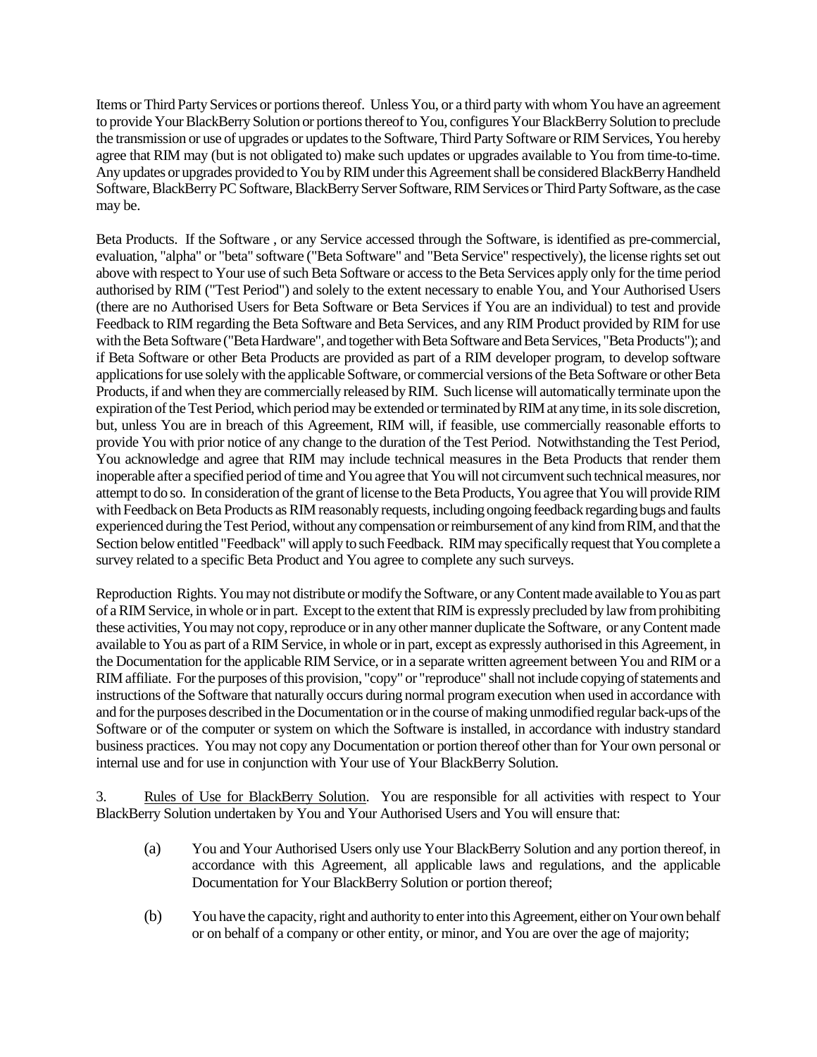Items or Third Party Services or portions thereof. Unless You, or a third party with whom You have an agreement to provide Your BlackBerry Solution or portions thereof to You, configures Your BlackBerry Solution to preclude the transmission or use of upgrades or updates to the Software, Third Party Software or RIM Services, You hereby agree that RIM may (but is not obligated to) make such updates or upgrades available to You from time-to-time. Any updates or upgrades provided to You by RIM under this Agreement shall be considered BlackBerry Handheld Software, BlackBerry PC Software, BlackBerry Server Software, RIM Services or Third Party Software, as the case may be.

Beta Products. If the Software , or any Service accessed through the Software, is identified as pre-commercial, evaluation, "alpha" or "beta" software ("Beta Software" and "Beta Service" respectively), the license rights set out above with respect to Your use of such Beta Software or access to the Beta Services apply only for the time period authorised by RIM ("Test Period") and solely to the extent necessary to enable You, and Your Authorised Users (there are no Authorised Users for Beta Software or Beta Services if You are an individual) to test and provide Feedback to RIM regarding the Beta Software and Beta Services, and any RIM Product provided by RIM for use with the Beta Software ("Beta Hardware", and together with Beta Software and Beta Services, "Beta Products"); and if Beta Software or other Beta Products are provided as part of a RIM developer program, to develop software applications for use solely with the applicable Software, or commercial versions of the Beta Software or other Beta Products, if and when they are commercially released by RIM. Such license will automatically terminate upon the expiration of the Test Period, which period may be extended or terminated by RIM at any time, in its sole discretion, but, unless You are in breach of this Agreement, RIM will, if feasible, use commercially reasonable efforts to provide You with prior notice of any change to the duration of the Test Period. Notwithstanding the Test Period, You acknowledge and agree that RIM may include technical measures in the Beta Products that render them inoperable after a specified period of time and You agree that You will not circumvent such technical measures, nor attempt to do so. In consideration of the grant of license to the Beta Products, You agree that You will provide RIM with Feedback on Beta Products as RIM reasonably requests, including ongoing feedback regarding bugs and faults experienced during the Test Period, without any compensation or reimbursement of any kind from RIM, and that the Section below entitled "Feedback" will apply to such Feedback. RIM may specifically request that You complete a survey related to a specific Beta Product and You agree to complete any such surveys.

Reproduction Rights. You may not distribute or modify the Software, or any Content made available to You as part of a RIM Service, in whole or in part. Except to the extent that RIM is expressly precluded by law from prohibiting these activities, You may not copy, reproduce or in any other manner duplicate the Software, or any Content made available to You as part of a RIM Service, in whole or in part, except as expressly authorised in this Agreement, in the Documentation for the applicable RIM Service, or in a separate written agreement between You and RIM or a RIM affiliate. For the purposes of this provision, "copy" or "reproduce" shall not include copying of statements and instructions of the Software that naturally occurs during normal program execution when used in accordance with and for the purposes described in the Documentation or in the course of making unmodified regular back-ups of the Software or of the computer or system on which the Software is installed, in accordance with industry standard business practices. You may not copy any Documentation or portion thereof other than for Your own personal or internal use and for use in conjunction with Your use of Your BlackBerry Solution.

3. Rules of Use for BlackBerry Solution. You are responsible for all activities with respect to Your BlackBerry Solution undertaken by You and Your Authorised Users and You will ensure that:

(a) You and Your Authorised Users only use Your BlackBerry Solution and any portion thereof, in accordance with this Agreement, all applicable laws and regulations, and the applicable Documentation for Your BlackBerry Solution or portion thereof;

(b) You have the capacity, right and authority to enter into this Agreement, either on Your own behalf or on behalf of a company or other entity, or minor, and You are over the age of majority;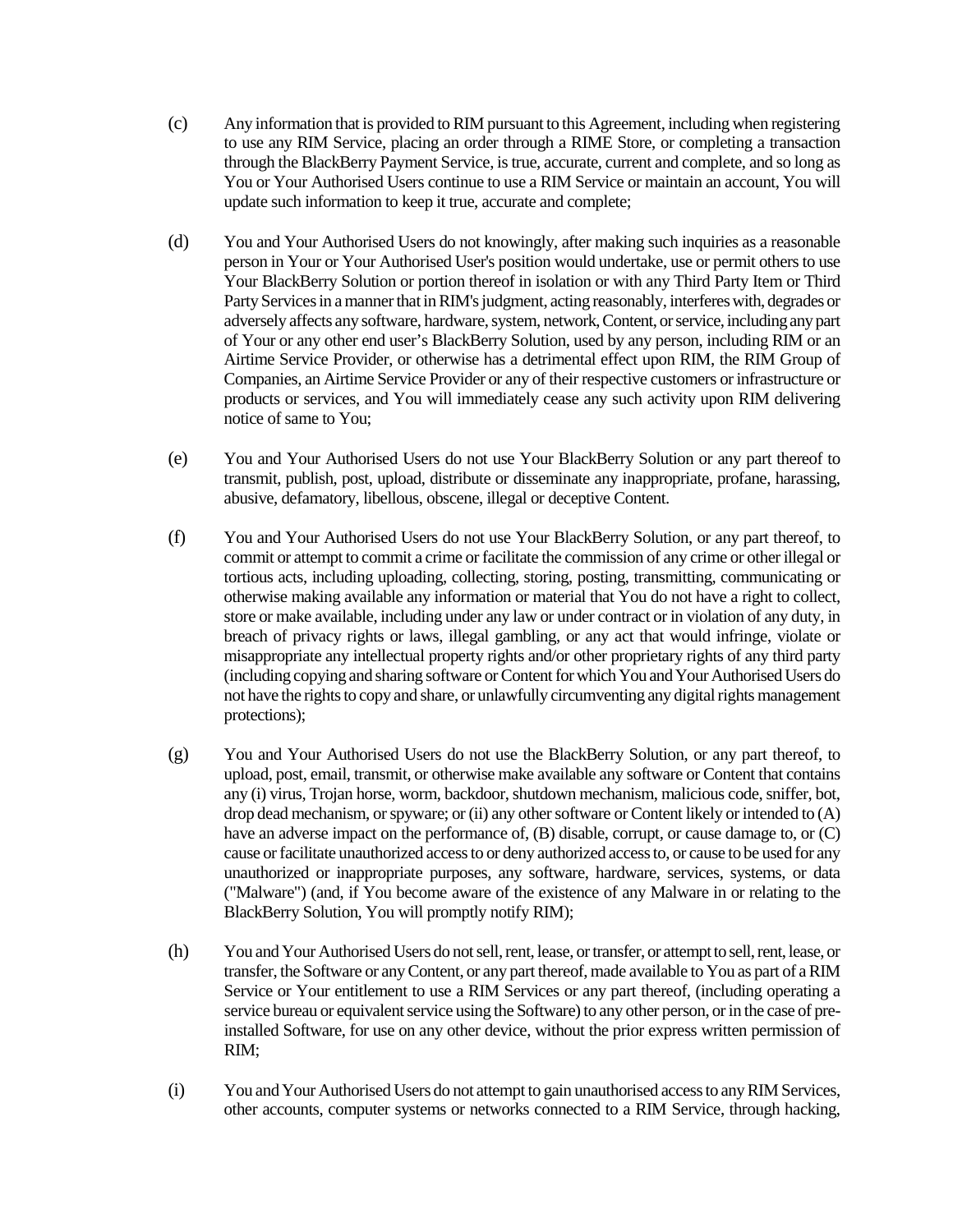(c) Any information that is provided to RIM pursuant to this Agreement, including when registering to use any RIM Service, placing an order through a RIME Store, or completing a transaction through the BlackBerry Payment Service, is true, accurate, current and complete, and so long as You or Your Authorised Users continue to use a RIM Service or maintain an account, You will update such information to keep it true, accurate and complete;

(d) You and Your Authorised Users do not knowingly, after making such inquiries as a reasonable person in Your or Your Authorised User's position would undertake, use or permit others to use Your BlackBerry Solution or portion thereof in isolation or with any Third Party Item or Third Party Services in a manner that in RIM's judgment, acting reasonably, interferes with, degrades or adversely affects any software, hardware, system, network, Content, or service, including any part of Your or any other end user's BlackBerry Solution, used by any person, including RIM or an Airtime Service Provider, or otherwise has a detrimental effect upon RIM, the RIM Group of Companies, an Airtime Service Provider or any of their respective customers or infrastructure or products or services, and You will immediately cease any such activity upon RIM delivering notice of same to You;

(e) You and Your Authorised Users do not use Your BlackBerry Solution or any part thereof to transmit, publish, post, upload, distribute or disseminate any inappropriate, profane, harassing, abusive, defamatory, libellous, obscene, illegal or deceptive Content.

(f) You and Your Authorised Users do not use Your BlackBerry Solution, or any part thereof, to commit or attempt to commit a crime or facilitate the commission of any crime or other illegal or tortious acts, including uploading, collecting, storing, posting, transmitting, communicating or otherwise making available any information or material that You do not have a right to collect, store or make available, including under any law or under contract or in violation of any duty, in breach of privacy rights or laws, illegal gambling, or any act that would infringe, violate or misappropriate any intellectual property rights and/or other proprietary rights of any third party (including copying and sharing software or Content for which You and Your Authorised Users do not have the rights to copy and share, or unlawfully circumventing any digital rights management protections);

(g) You and Your Authorised Users do not use the BlackBerry Solution, or any part thereof, to upload, post, email, transmit, or otherwise make available any software or Content that contains any (i) virus, Trojan horse, worm, backdoor, shutdown mechanism, malicious code, sniffer, bot, drop dead mechanism, or spyware; or (ii) any other software or Content likely or intended to (A) have an adverse impact on the performance of, (B) disable, corrupt, or cause damage to, or (C) cause or facilitate unauthorized access to or deny authorized access to, or cause to be used for any unauthorized or inappropriate purposes, any software, hardware, services, systems, or data ("Malware") (and, if You become aware of the existence of any Malware in or relating to the BlackBerry Solution, You will promptly notify RIM);

(h) You and Your Authorised Users do not sell, rent, lease, or transfer, or attempt to sell, rent, lease, or transfer, the Software or any Content, or any part thereof, made available to You as part of a RIM Service or Your entitlement to use a RIM Services or any part thereof, (including operating a service bureau or equivalent service using the Software) to any other person, or in the case of pre-installed Software, for use on any other device, without the prior express written permission of RIM;

(i) You and Your Authorised Users do not attempt to gain unauthorised access to any RIM Services, other accounts, computer systems or networks connected to a RIM Service, through hacking,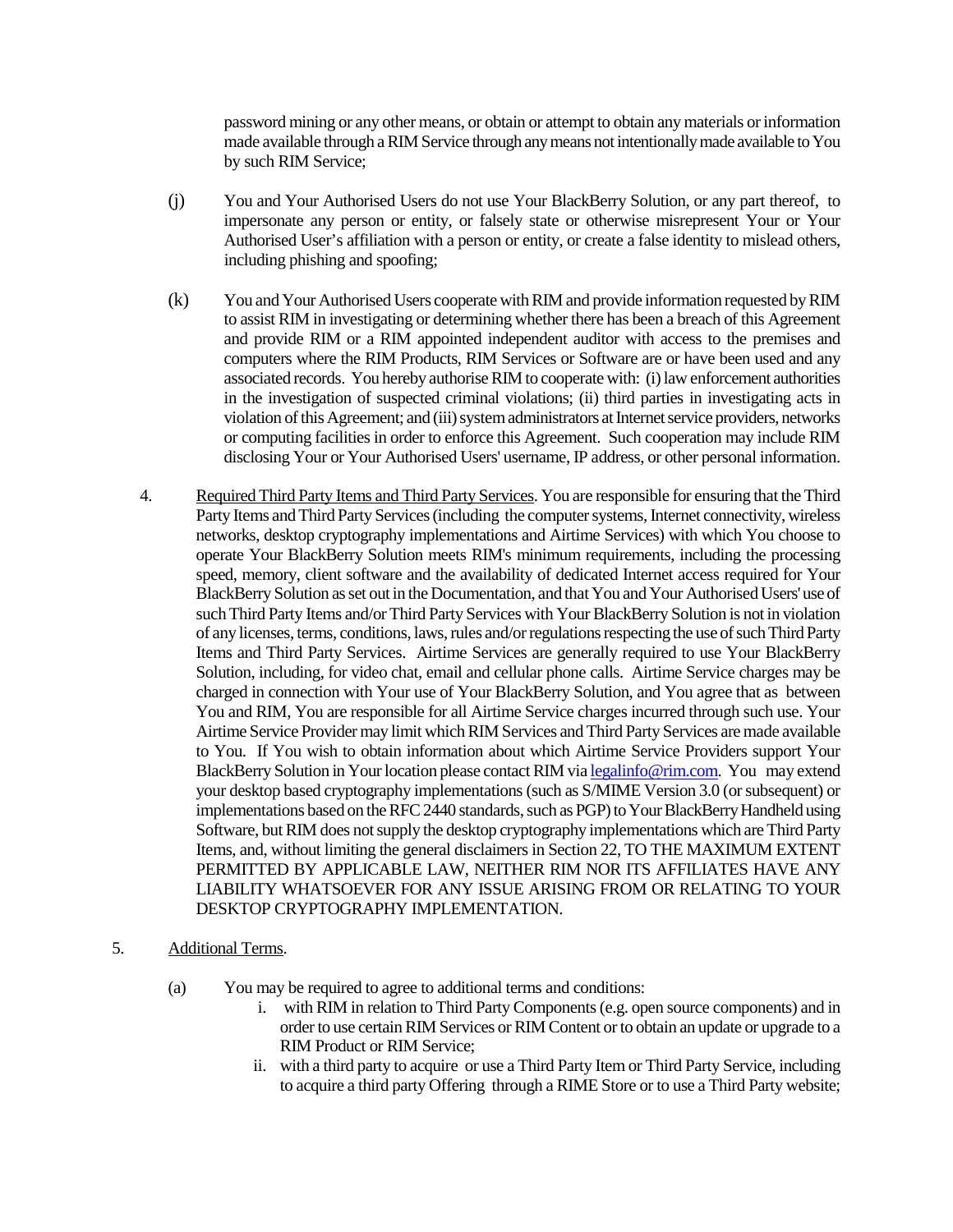password mining or any other means, or obtain or attempt to obtain any materials or information made available through a RIM Service through any means not intentionally made available to You by such RIM Service;

(j) You and Your Authorised Users do not use Your BlackBerry Solution, or any part thereof, to impersonate any person or entity, or falsely state or otherwise misrepresent Your or Your Authorised User's affiliation with a person or entity, or create a false identity to mislead others, including phishing and spoofing;

(k) You and Your Authorised Users cooperate with RIM and provide information requested by RIM to assist RIM in investigating or determining whether there has been a breach of this Agreement and provide RIM or a RIM appointed independent auditor with access to the premises and computers where the RIM Products, RIM Services or Software are or have been used and any associated records. You hereby authorise RIM to cooperate with: (i) law enforcement authorities in the investigation of suspected criminal violations; (ii) third parties in investigating acts in violation of this Agreement; and (iii) system administrators at Internet service providers, networks or computing facilities in order to enforce this Agreement. Such cooperation may include RIM disclosing Your or Your Authorised Users' username, IP address, or other personal information.

4. Required Third Party Items and Third Party Services. You are responsible for ensuring that the Third Party Items and Third Party Services (including the computer systems, Internet connectivity, wireless networks, desktop cryptography implementations and Airtime Services) with which You choose to operate Your BlackBerry Solution meets RIM's minimum requirements, including the processing speed, memory, client software and the availability of dedicated Internet access required for Your BlackBerry Solution as set out in the Documentation, and that You and Your Authorised Users' use of such Third Party Items and/or Third Party Services with Your BlackBerry Solution is not in violation of any licenses, terms, conditions, laws, rules and/or regulations respecting the use of such Third Party Items and Third Party Services. Airtime Services are generally required to use Your BlackBerry Solution, including, for video chat, email and cellular phone calls. Airtime Service charges may be charged in connection with Your use of Your BlackBerry Solution, and You agree that as between You and RIM, You are responsible for all Airtime Service charges incurred through such use. Your Airtime Service Provider may limit which RIM Services and Third Party Services are made available to You. If You wish to obtain information about which Airtime Service Providers support Your BlackBerry Solution in Your location please contact RIM via legalinfo@rim.com. You may extend your desktop based cryptography implementations (such as S/MIME Version 3.0 (or subsequent) or implementations based on the RFC 2440 standards, such as PGP) to Your BlackBerry Handheld using Software, but RIM does not supply the desktop cryptography implementations which are Third Party Items, and, without limiting the general disclaimers in Section 22, TO THE MAXIMUM EXTENT PERMITTED BY APPLICABLE LAW, NEITHER RIM NOR ITS AFFILIATES HAVE ANY LIABILITY WHATSOEVER FOR ANY ISSUE ARISING FROM OR RELATING TO YOUR DESKTOP CRYPTOGRAPHY IMPLEMENTATION.

5. Additional Terms.

(a) You may be required to agree to additional terms and conditions:

i. with RIM in relation to Third Party Components (e.g. open source components) and in order to use certain RIM Services or RIM Content or to obtain an update or upgrade to a RIM Product or RIM Service;

ii. with a third party to acquire or use a Third Party Item or Third Party Service, including to acquire a third party Offering through a RIME Store or to use a Third Party website;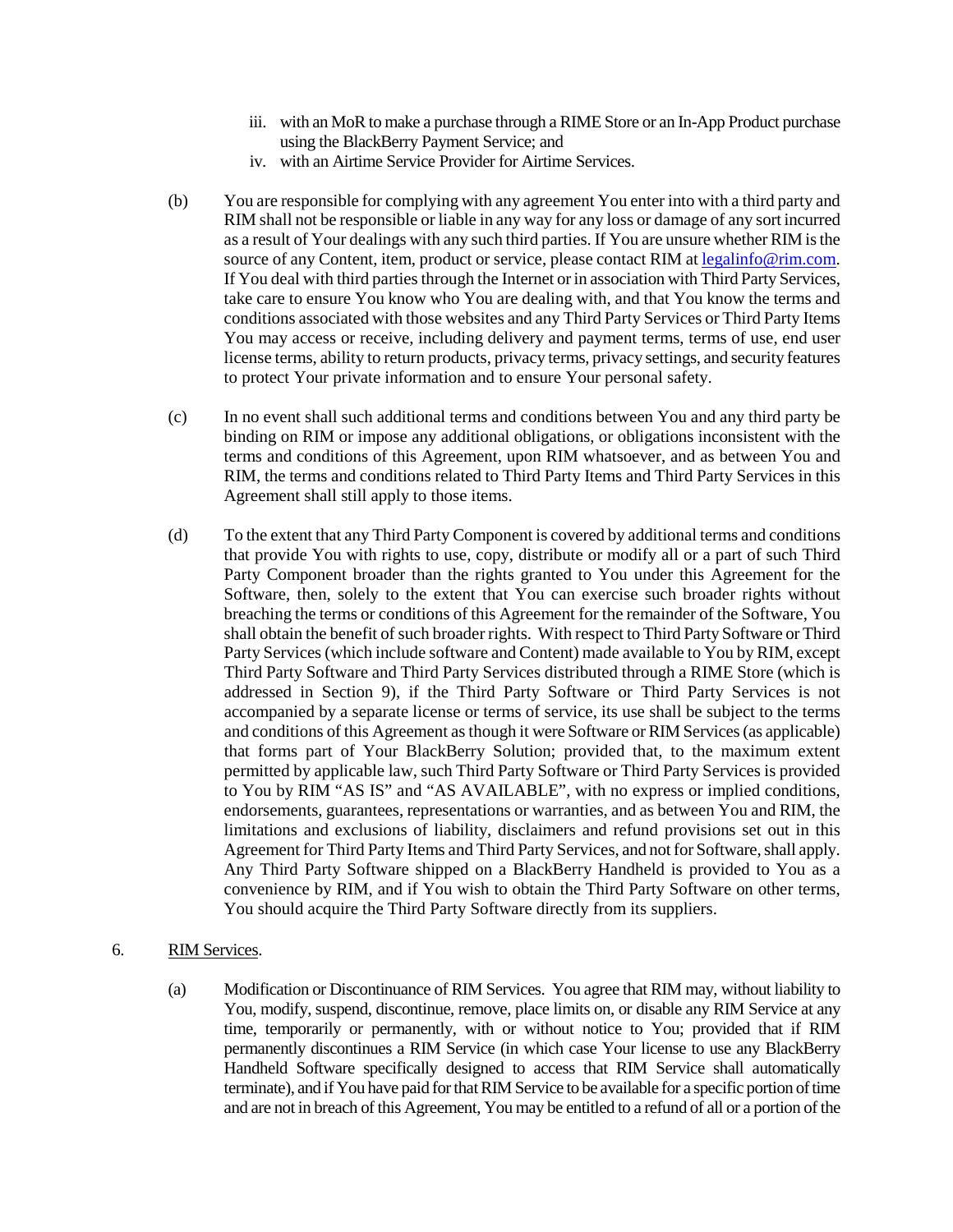iii. with an MoR to make a purchase through a RIME Store or an In-App Product purchase using the BlackBerry Payment Service; and
iv. with an Airtime Service Provider for Airtime Services.

(b) You are responsible for complying with any agreement You enter into with a third party and RIM shall not be responsible or liable in any way for any loss or damage of any sort incurred as a result of Your dealings with any such third parties. If You are unsure whether RIM is the source of any Content, item, product or service, please contact RIM at [legalinfo@rim.com](mailto:legalinfo@rim.com). If You deal with third parties through the Internet or in association with Third Party Services, take care to ensure You know who You are dealing with, and that You know the terms and conditions associated with those websites and any Third Party Services or Third Party Items You may access or receive, including delivery and payment terms, terms of use, end user license terms, ability to return products, privacy terms, privacy settings, and security features to protect Your private information and to ensure Your personal safety.

(c) In no event shall such additional terms and conditions between You and any third party be binding on RIM or impose any additional obligations, or obligations inconsistent with the terms and conditions of this Agreement, upon RIM whatsoever, and as between You and RIM, the terms and conditions related to Third Party Items and Third Party Services in this Agreement shall still apply to those items.

(d) To the extent that any Third Party Component is covered by additional terms and conditions that provide You with rights to use, copy, distribute or modify all or a part of such Third Party Component broader than the rights granted to You under this Agreement for the Software, then, solely to the extent that You can exercise such broader rights without breaching the terms or conditions of this Agreement for the remainder of the Software, You shall obtain the benefit of such broader rights. With respect to Third Party Software or Third Party Services (which include software and Content) made available to You by RIM, except Third Party Software and Third Party Services distributed through a RIME Store (which is addressed in Section 9), if the Third Party Software or Third Party Services is not accompanied by a separate license or terms of service, its use shall be subject to the terms and conditions of this Agreement as though it were Software or RIM Services (as applicable) that forms part of Your BlackBerry Solution; provided that, to the maximum extent permitted by applicable law, such Third Party Software or Third Party Services is provided to You by RIM "AS IS" and "AS AVAILABLE", with no express or implied conditions, endorsements, guarantees, representations or warranties, and as between You and RIM, the limitations and exclusions of liability, disclaimers and refund provisions set out in this Agreement for Third Party Items and Third Party Services, and not for Software, shall apply. Any Third Party Software shipped on a BlackBerry Handheld is provided to You as a convenience by RIM, and if You wish to obtain the Third Party Software on other terms, You should acquire the Third Party Software directly from its suppliers.

6. RIM Services.

(a) Modification or Discontinuance of RIM Services. You agree that RIM may, without liability to You, modify, suspend, discontinue, remove, place limits on, or disable any RIM Service at any time, temporarily or permanently, with or without notice to You; provided that if RIM permanently discontinues a RIM Service (in which case Your license to use any BlackBerry Handheld Software specifically designed to access that RIM Service shall automatically terminate), and if You have paid for that RIM Service to be available for a specific portion of time and are not in breach of this Agreement, You may be entitled to a refund of all or a portion of the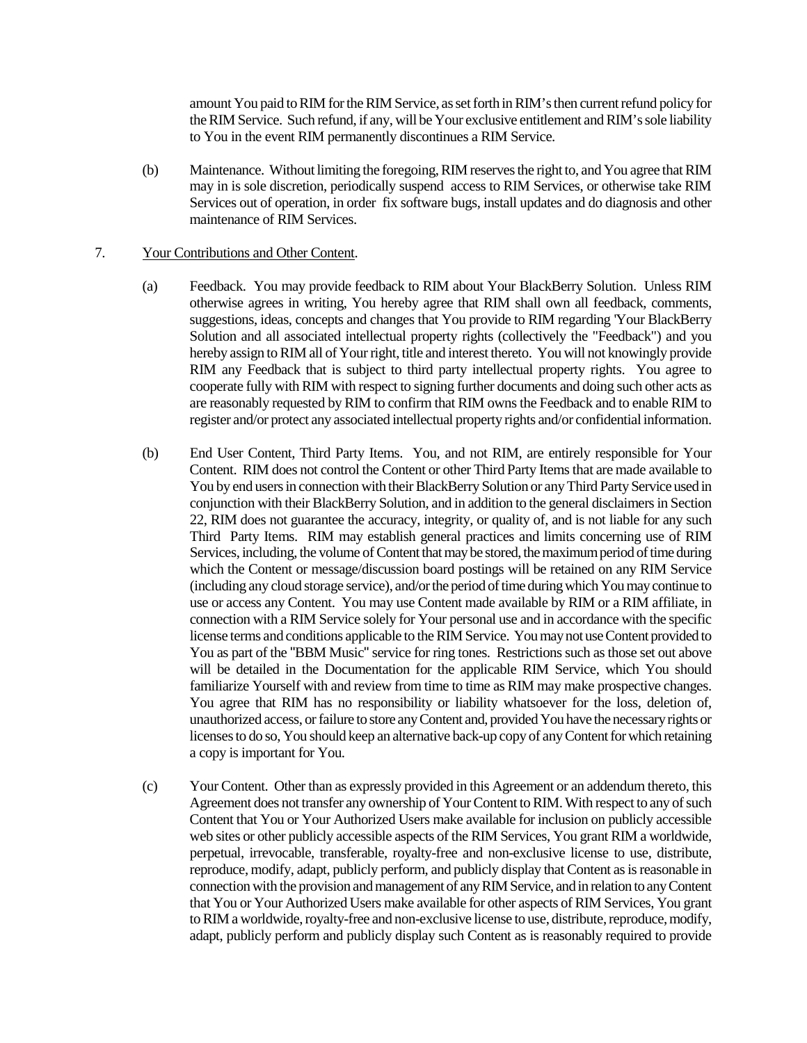amount You paid to RIM for the RIM Service, as set forth in RIM's then current refund policy for the RIM Service. Such refund, if any, will be Your exclusive entitlement and RIM's sole liability to You in the event RIM permanently discontinues a RIM Service.

(b) Maintenance. Without limiting the foregoing, RIM reserves the right to, and You agree that RIM may in is sole discretion, periodically suspend access to RIM Services, or otherwise take RIM Services out of operation, in order fix software bugs, install updates and do diagnosis and other maintenance of RIM Services.

7. Your Contributions and Other Content.

(a) Feedback. You may provide feedback to RIM about Your BlackBerry Solution. Unless RIM otherwise agrees in writing, You hereby agree that RIM shall own all feedback, comments, suggestions, ideas, concepts and changes that You provide to RIM regarding 'Your BlackBerry Solution and all associated intellectual property rights (collectively the "Feedback") and you hereby assign to RIM all of Your right, title and interest thereto. You will not knowingly provide RIM any Feedback that is subject to third party intellectual property rights. You agree to cooperate fully with RIM with respect to signing further documents and doing such other acts as are reasonably requested by RIM to confirm that RIM owns the Feedback and to enable RIM to register and/or protect any associated intellectual property rights and/or confidential information.

(b) End User Content, Third Party Items. You, and not RIM, are entirely responsible for Your Content. RIM does not control the Content or other Third Party Items that are made available to You by end users in connection with their BlackBerry Solution or any Third Party Service used in conjunction with their BlackBerry Solution, and in addition to the general disclaimers in Section 22, RIM does not guarantee the accuracy, integrity, or quality of, and is not liable for any such Third Party Items. RIM may establish general practices and limits concerning use of RIM Services, including, the volume of Content that may be stored, the maximum period of time during which the Content or message/discussion board postings will be retained on any RIM Service (including any cloud storage service), and/or the period of time during which You may continue to use or access any Content. You may use Content made available by RIM or a RIM affiliate, in connection with a RIM Service solely for Your personal use and in accordance with the specific license terms and conditions applicable to the RIM Service. You may not use Content provided to You as part of the "BBM Music" service for ring tones. Restrictions such as those set out above will be detailed in the Documentation for the applicable RIM Service, which You should familiarize Yourself with and review from time to time as RIM may make prospective changes. You agree that RIM has no responsibility or liability whatsoever for the loss, deletion of, unauthorized access, or failure to store any Content and, provided You have the necessary rights or licenses to do so, You should keep an alternative back-up copy of any Content for which retaining a copy is important for You.

(c) Your Content. Other than as expressly provided in this Agreement or an addendum thereto, this Agreement does not transfer any ownership of Your Content to RIM. With respect to any of such Content that You or Your Authorized Users make available for inclusion on publicly accessible web sites or other publicly accessible aspects of the RIM Services, You grant RIM a worldwide, perpetual, irrevocable, transferable, royalty-free and non-exclusive license to use, distribute, reproduce, modify, adapt, publicly perform, and publicly display that Content as is reasonable in connection with the provision and management of any RIM Service, and in relation to any Content that You or Your Authorized Users make available for other aspects of RIM Services, You grant to RIM a worldwide, royalty-free and non-exclusive license to use, distribute, reproduce, modify, adapt, publicly perform and publicly display such Content as is reasonably required to provide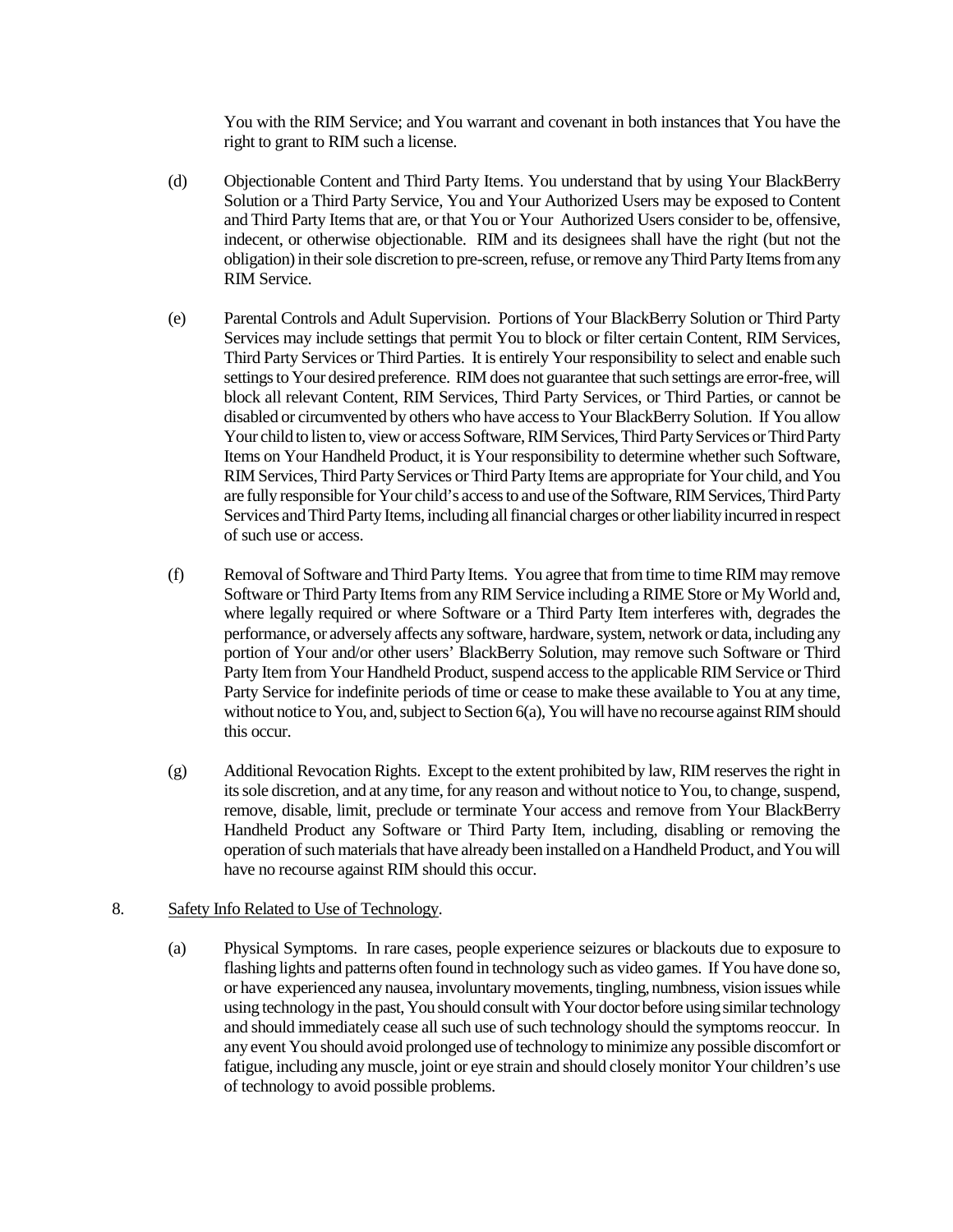You with the RIM Service; and You warrant and covenant in both instances that You have the right to grant to RIM such a license.

(d) Objectionable Content and Third Party Items. You understand that by using Your BlackBerry Solution or a Third Party Service, You and Your Authorized Users may be exposed to Content and Third Party Items that are, or that You or Your Authorized Users consider to be, offensive, indecent, or otherwise objectionable. RIM and its designees shall have the right (but not the obligation) in their sole discretion to pre-screen, refuse, or remove any Third Party Items from any RIM Service.

(e) Parental Controls and Adult Supervision. Portions of Your BlackBerry Solution or Third Party Services may include settings that permit You to block or filter certain Content, RIM Services, Third Party Services or Third Parties. It is entirely Your responsibility to select and enable such settings to Your desired preference. RIM does not guarantee that such settings are error-free, will block all relevant Content, RIM Services, Third Party Services, or Third Parties, or cannot be disabled or circumvented by others who have access to Your BlackBerry Solution. If You allow Your child to listen to, view or access Software, RIM Services, Third Party Services or Third Party Items on Your Handheld Product, it is Your responsibility to determine whether such Software, RIM Services, Third Party Services or Third Party Items are appropriate for Your child, and You are fully responsible for Your child's access to and use of the Software, RIM Services, Third Party Services and Third Party Items, including all financial charges or other liability incurred in respect of such use or access.

(f) Removal of Software and Third Party Items. You agree that from time to time RIM may remove Software or Third Party Items from any RIM Service including a RIME Store or My World and, where legally required or where Software or a Third Party Item interferes with, degrades the performance, or adversely affects any software, hardware, system, network or data, including any portion of Your and/or other users' BlackBerry Solution, may remove such Software or Third Party Item from Your Handheld Product, suspend access to the applicable RIM Service or Third Party Service for indefinite periods of time or cease to make these available to You at any time, without notice to You, and, subject to Section 6(a), You will have no recourse against RIM should this occur.

(g) Additional Revocation Rights. Except to the extent prohibited by law, RIM reserves the right in its sole discretion, and at any time, for any reason and without notice to You, to change, suspend, remove, disable, limit, preclude or terminate Your access and remove from Your BlackBerry Handheld Product any Software or Third Party Item, including, disabling or removing the operation of such materials that have already been installed on a Handheld Product, and You will have no recourse against RIM should this occur.

8. Safety Info Related to Use of Technology.

(a) Physical Symptoms. In rare cases, people experience seizures or blackouts due to exposure to flashing lights and patterns often found in technology such as video games. If You have done so, or have experienced any nausea, involuntary movements, tingling, numbness, vision issues while using technology in the past, You should consult with Your doctor before using similar technology and should immediately cease all such use of such technology should the symptoms reoccur. In any event You should avoid prolonged use of technology to minimize any possible discomfort or fatigue, including any muscle, joint or eye strain and should closely monitor Your children's use of technology to avoid possible problems.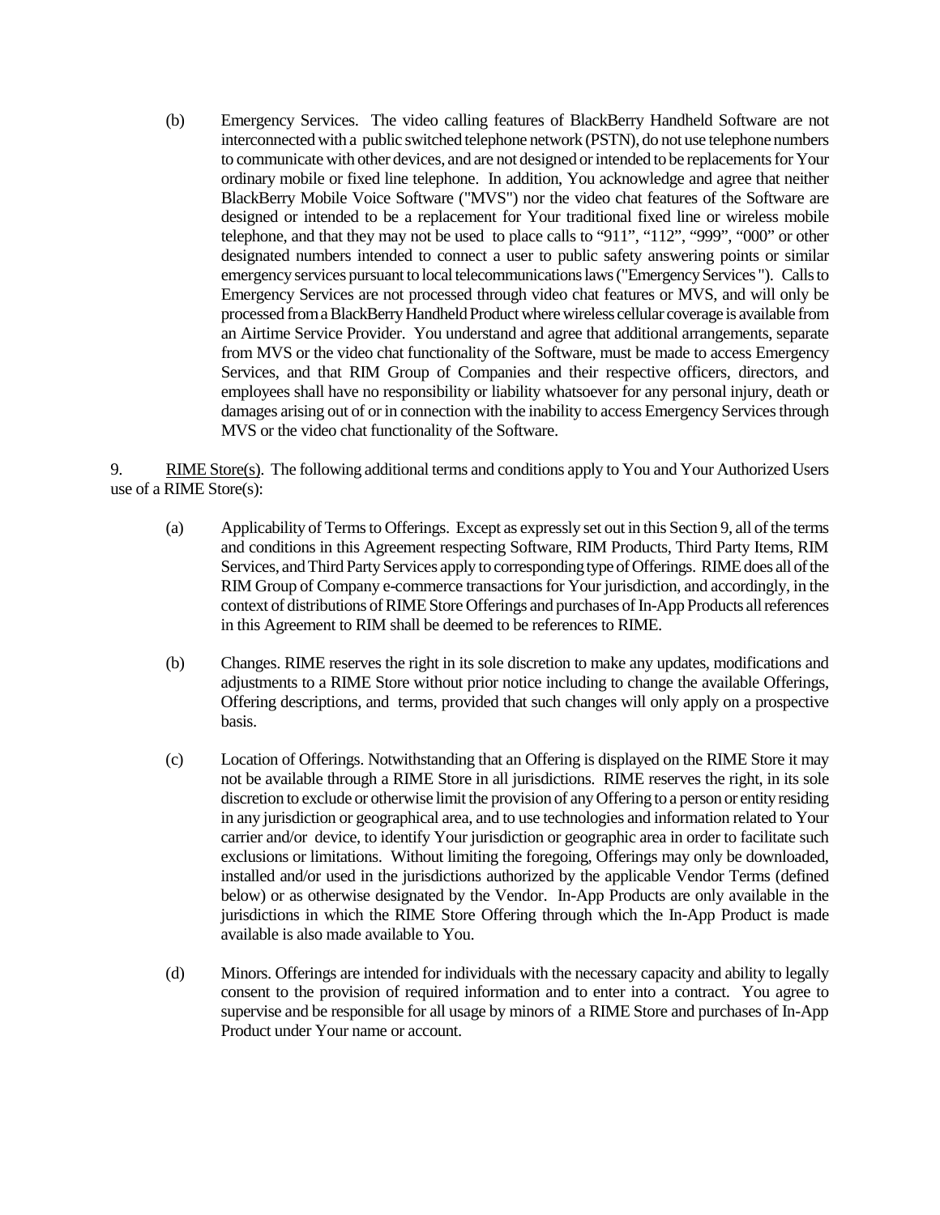(b) Emergency Services. The video calling features of BlackBerry Handheld Software are not interconnected with a public switched telephone network (PSTN), do not use telephone numbers to communicate with other devices, and are not designed or intended to be replacements for Your ordinary mobile or fixed line telephone. In addition, You acknowledge and agree that neither BlackBerry Mobile Voice Software ("MVS") nor the video chat features of the Software are designed or intended to be a replacement for Your traditional fixed line or wireless mobile telephone, and that they may not be used to place calls to "911", "112", "999", "000" or other designated numbers intended to connect a user to public safety answering points or similar emergency services pursuant to local telecommunications laws ("Emergency Services"). Calls to Emergency Services are not processed through video chat features or MVS, and will only be processed from a BlackBerry Handheld Product where wireless cellular coverage is available from an Airtime Service Provider. You understand and agree that additional arrangements, separate from MVS or the video chat functionality of the Software, must be made to access Emergency Services, and that RIM Group of Companies and their respective officers, directors, and employees shall have no responsibility or liability whatsoever for any personal injury, death or damages arising out of or in connection with the inability to access Emergency Services through MVS or the video chat functionality of the Software.

9. RIME Store(s). The following additional terms and conditions apply to You and Your Authorized Users use of a RIME Store(s):

(a) Applicability of Terms to Offerings. Except as expressly set out in this Section 9, all of the terms and conditions in this Agreement respecting Software, RIM Products, Third Party Items, RIM Services, and Third Party Services apply to corresponding type of Offerings. RIME does all of the RIM Group of Company e-commerce transactions for Your jurisdiction, and accordingly, in the context of distributions of RIME Store Offerings and purchases of In-App Products all references in this Agreement to RIM shall be deemed to be references to RIME.

(b) Changes. RIME reserves the right in its sole discretion to make any updates, modifications and adjustments to a RIME Store without prior notice including to change the available Offerings, Offering descriptions, and terms, provided that such changes will only apply on a prospective basis.

(c) Location of Offerings. Notwithstanding that an Offering is displayed on the RIME Store it may not be available through a RIME Store in all jurisdictions. RIME reserves the right, in its sole discretion to exclude or otherwise limit the provision of any Offering to a person or entity residing in any jurisdiction or geographical area, and to use technologies and information related to Your carrier and/or device, to identify Your jurisdiction or geographic area in order to facilitate such exclusions or limitations. Without limiting the foregoing, Offerings may only be downloaded, installed and/or used in the jurisdictions authorized by the applicable Vendor Terms (defined below) or as otherwise designated by the Vendor. In-App Products are only available in the jurisdictions in which the RIME Store Offering through which the In-App Product is made available is also made available to You.

(d) Minors. Offerings are intended for individuals with the necessary capacity and ability to legally consent to the provision of required information and to enter into a contract. You agree to supervise and be responsible for all usage by minors of a RIME Store and purchases of In-App Product under Your name or account.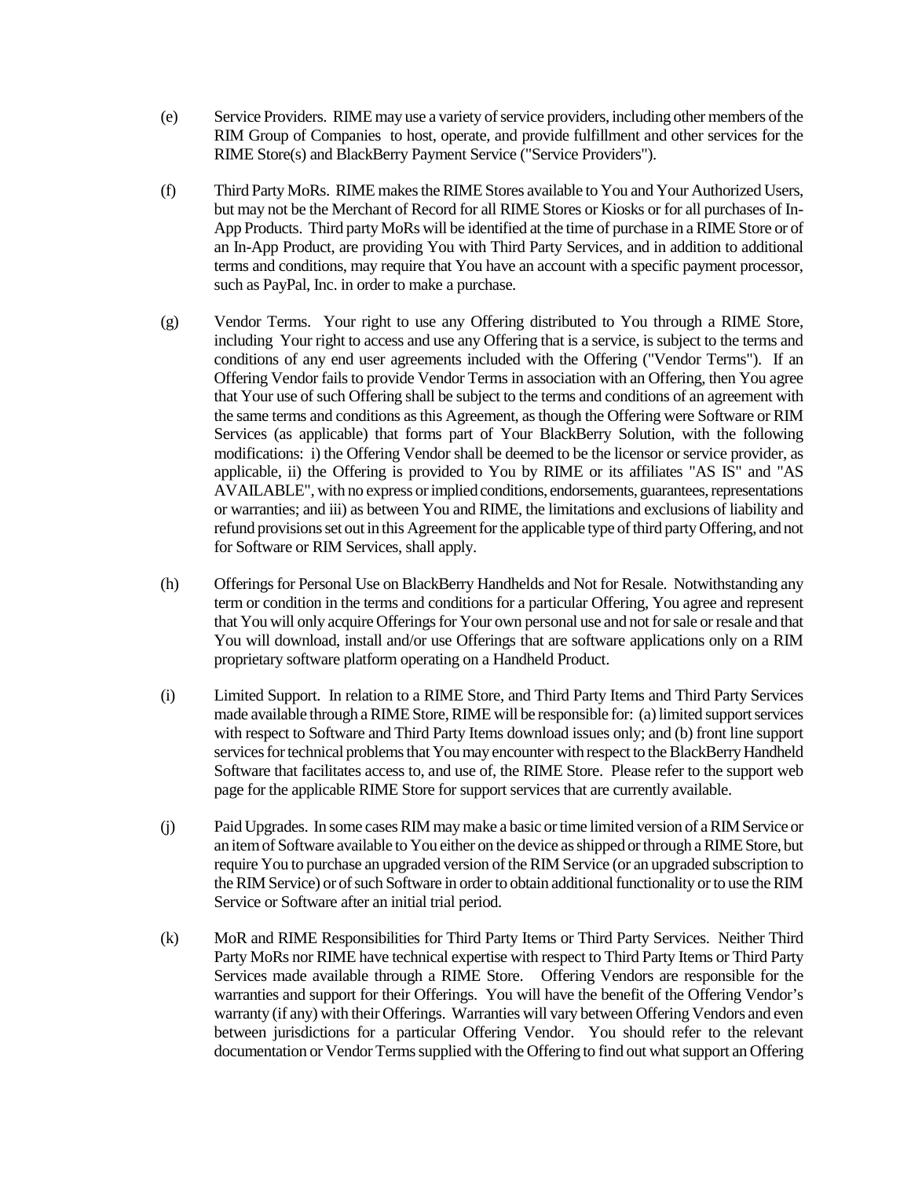(e) Service Providers. RIME may use a variety of service providers, including other members of the RIM Group of Companies to host, operate, and provide fulfillment and other services for the RIME Store(s) and BlackBerry Payment Service ("Service Providers").

(f) Third Party MoRs. RIME makes the RIME Stores available to You and Your Authorized Users, but may not be the Merchant of Record for all RIME Stores or Kiosks or for all purchases of In-App Products. Third party MoRs will be identified at the time of purchase in a RIME Store or of an In-App Product, are providing You with Third Party Services, and in addition to additional terms and conditions, may require that You have an account with a specific payment processor, such as PayPal, Inc. in order to make a purchase.

(g) Vendor Terms. Your right to use any Offering distributed to You through a RIME Store, including Your right to access and use any Offering that is a service, is subject to the terms and conditions of any end user agreements included with the Offering ("Vendor Terms"). If an Offering Vendor fails to provide Vendor Terms in association with an Offering, then You agree that Your use of such Offering shall be subject to the terms and conditions of an agreement with the same terms and conditions as this Agreement, as though the Offering were Software or RIM Services (as applicable) that forms part of Your BlackBerry Solution, with the following modifications: i) the Offering Vendor shall be deemed to be the licensor or service provider, as applicable, ii) the Offering is provided to You by RIME or its affiliates "AS IS" and "AS AVAILABLE", with no express or implied conditions, endorsements, guarantees, representations or warranties; and iii) as between You and RIME, the limitations and exclusions of liability and refund provisions set out in this Agreement for the applicable type of third party Offering, and not for Software or RIM Services, shall apply.

(h) Offerings for Personal Use on BlackBerry Handhelds and Not for Resale. Notwithstanding any term or condition in the terms and conditions for a particular Offering, You agree and represent that You will only acquire Offerings for Your own personal use and not for sale or resale and that You will download, install and/or use Offerings that are software applications only on a RIM proprietary software platform operating on a Handheld Product.

(i) Limited Support. In relation to a RIME Store, and Third Party Items and Third Party Services made available through a RIME Store, RIME will be responsible for: (a) limited support services with respect to Software and Third Party Items download issues only; and (b) front line support services for technical problems that You may encounter with respect to the BlackBerry Handheld Software that facilitates access to, and use of, the RIME Store. Please refer to the support web page for the applicable RIME Store for support services that are currently available.

(j) Paid Upgrades. In some cases RIM may make a basic or time limited version of a RIM Service or an item of Software available to You either on the device as shipped or through a RIME Store, but require You to purchase an upgraded version of the RIM Service (or an upgraded subscription to the RIM Service) or of such Software in order to obtain additional functionality or to use the RIM Service or Software after an initial trial period.

(k) MoR and RIME Responsibilities for Third Party Items or Third Party Services. Neither Third Party MoRs nor RIME have technical expertise with respect to Third Party Items or Third Party Services made available through a RIME Store. Offering Vendors are responsible for the warranties and support for their Offerings. You will have the benefit of the Offering Vendor's warranty (if any) with their Offerings. Warranties will vary between Offering Vendors and even between jurisdictions for a particular Offering Vendor. You should refer to the relevant documentation or Vendor Terms supplied with the Offering to find out what support an Offering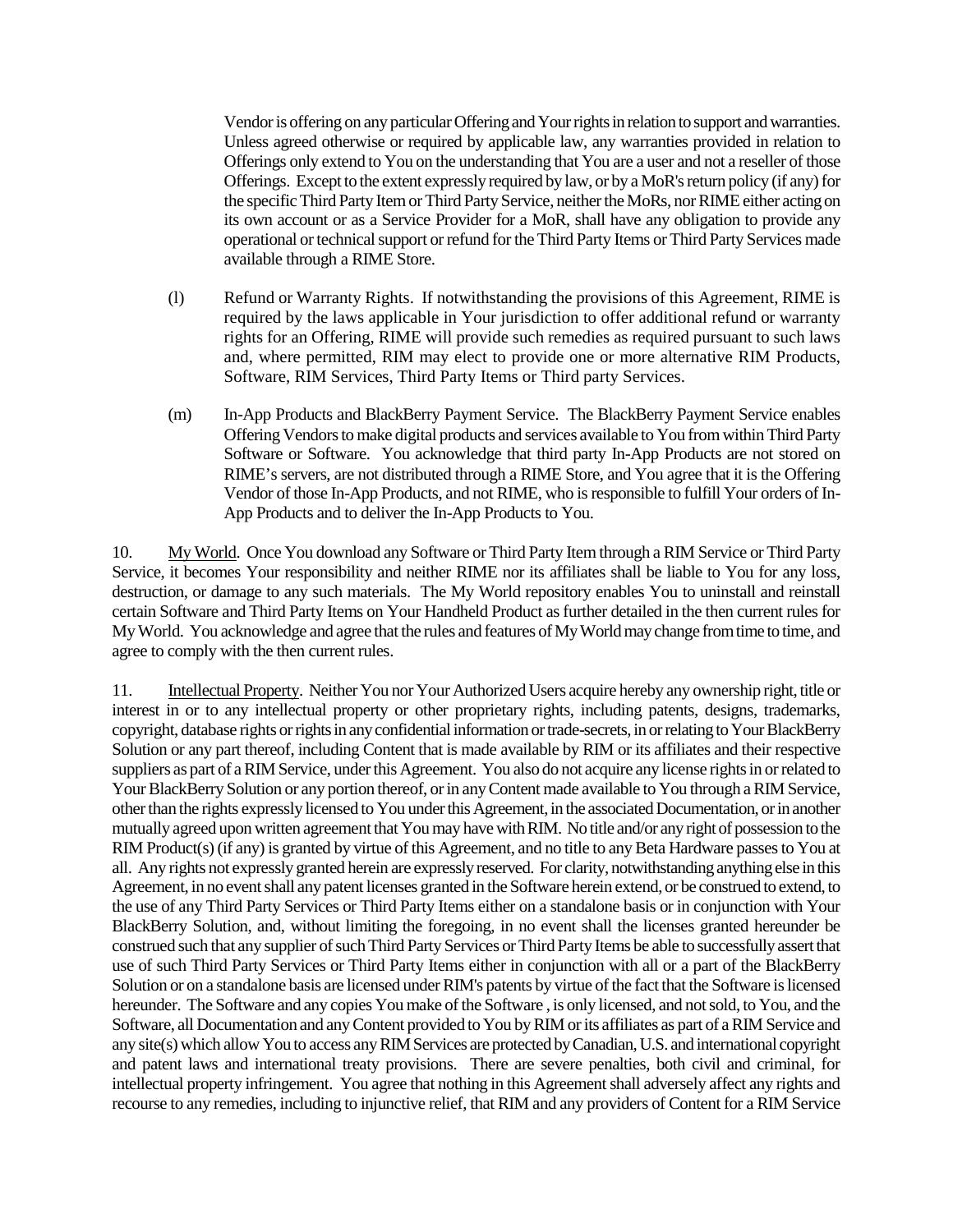Vendor is offering on any particular Offering and Your rights in relation to support and warranties. Unless agreed otherwise or required by applicable law, any warranties provided in relation to Offerings only extend to You on the understanding that You are a user and not a reseller of those Offerings. Except to the extent expressly required by law, or by a MoR's return policy (if any) for the specific Third Party Item or Third Party Service, neither the MoRs, nor RIME either acting on its own account or as a Service Provider for a MoR, shall have any obligation to provide any operational or technical support or refund for the Third Party Items or Third Party Services made available through a RIME Store.

(l) Refund or Warranty Rights. If notwithstanding the provisions of this Agreement, RIME is required by the laws applicable in Your jurisdiction to offer additional refund or warranty rights for an Offering, RIME will provide such remedies as required pursuant to such laws and, where permitted, RIM may elect to provide one or more alternative RIM Products, Software, RIM Services, Third Party Items or Third party Services.

(m) In-App Products and BlackBerry Payment Service. The BlackBerry Payment Service enables Offering Vendors to make digital products and services available to You from within Third Party Software or Software. You acknowledge that third party In-App Products are not stored on RIME's servers, are not distributed through a RIME Store, and You agree that it is the Offering Vendor of those In-App Products, and not RIME, who is responsible to fulfill Your orders of In-App Products and to deliver the In-App Products to You.

10. My World. Once You download any Software or Third Party Item through a RIM Service or Third Party Service, it becomes Your responsibility and neither RIME nor its affiliates shall be liable to You for any loss, destruction, or damage to any such materials. The My World repository enables You to uninstall and reinstall certain Software and Third Party Items on Your Handheld Product as further detailed in the then current rules for My World. You acknowledge and agree that the rules and features of My World may change from time to time, and agree to comply with the then current rules.

11. Intellectual Property. Neither You nor Your Authorized Users acquire hereby any ownership right, title or interest in or to any intellectual property or other proprietary rights, including patents, designs, trademarks, copyright, database rights or rights in any confidential information or trade-secrets, in or relating to Your BlackBerry Solution or any part thereof, including Content that is made available by RIM or its affiliates and their respective suppliers as part of a RIM Service, under this Agreement. You also do not acquire any license rights in or related to Your BlackBerry Solution or any portion thereof, or in any Content made available to You through a RIM Service, other than the rights expressly licensed to You under this Agreement, in the associated Documentation, or in another mutually agreed upon written agreement that You may have with RIM. No title and/or any right of possession to the RIM Product(s) (if any) is granted by virtue of this Agreement, and no title to any Beta Hardware passes to You at all. Any rights not expressly granted herein are expressly reserved. For clarity, notwithstanding anything else in this Agreement, in no event shall any patent licenses granted in the Software herein extend, or be construed to extend, to the use of any Third Party Services or Third Party Items either on a standalone basis or in conjunction with Your BlackBerry Solution, and, without limiting the foregoing, in no event shall the licenses granted hereunder be construed such that any supplier of such Third Party Services or Third Party Items be able to successfully assert that use of such Third Party Services or Third Party Items either in conjunction with all or a part of the BlackBerry Solution or on a standalone basis are licensed under RIM's patents by virtue of the fact that the Software is licensed hereunder. The Software and any copies You make of the Software , is only licensed, and not sold, to You, and the Software, all Documentation and any Content provided to You by RIM or its affiliates as part of a RIM Service and any site(s) which allow You to access any RIM Services are protected by Canadian, U.S. and international copyright and patent laws and international treaty provisions. There are severe penalties, both civil and criminal, for intellectual property infringement. You agree that nothing in this Agreement shall adversely affect any rights and recourse to any remedies, including to injunctive relief, that RIM and any providers of Content for a RIM Service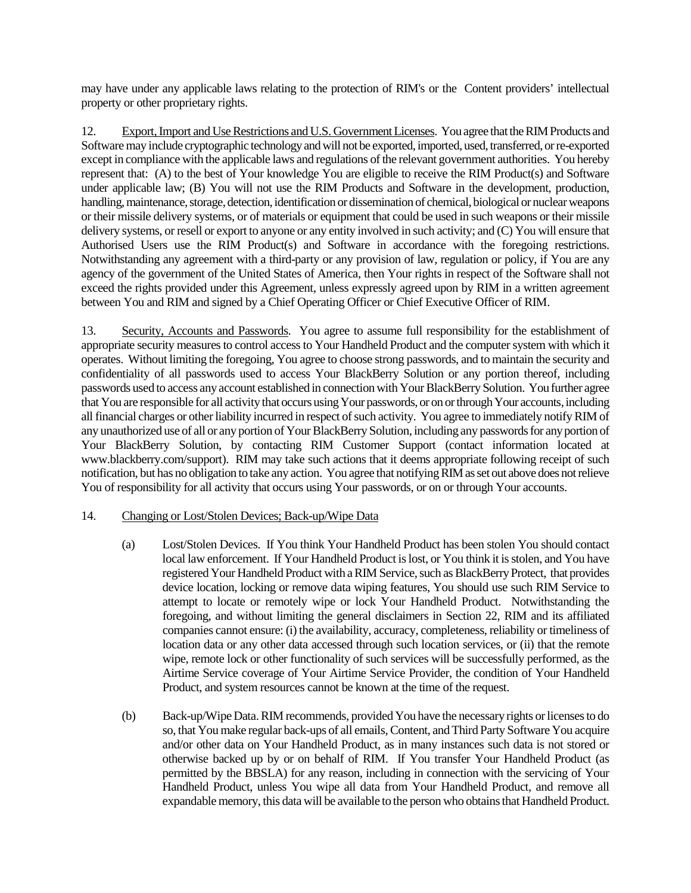may have under any applicable laws relating to the protection of RIM's or the Content providers' intellectual property or other proprietary rights.

12. Export, Import and Use Restrictions and U.S. Government Licenses. You agree that the RIM Products and Software may include cryptographic technology and will not be exported, imported, used, transferred, or re-exported except in compliance with the applicable laws and regulations of the relevant government authorities. You hereby represent that: (A) to the best of Your knowledge You are eligible to receive the RIM Product(s) and Software under applicable law; (B) You will not use the RIM Products and Software in the development, production, handling, maintenance, storage, detection, identification or dissemination of chemical, biological or nuclear weapons or their missile delivery systems, or of materials or equipment that could be used in such weapons or their missile delivery systems, or resell or export to anyone or any entity involved in such activity; and (C) You will ensure that Authorised Users use the RIM Product(s) and Software in accordance with the foregoing restrictions. Notwithstanding any agreement with a third-party or any provision of law, regulation or policy, if You are any agency of the government of the United States of America, then Your rights in respect of the Software shall not exceed the rights provided under this Agreement, unless expressly agreed upon by RIM in a written agreement between You and RIM and signed by a Chief Operating Officer or Chief Executive Officer of RIM.

13. Security, Accounts and Passwords. You agree to assume full responsibility for the establishment of appropriate security measures to control access to Your Handheld Product and the computer system with which it operates. Without limiting the foregoing, You agree to choose strong passwords, and to maintain the security and confidentiality of all passwords used to access Your BlackBerry Solution or any portion thereof, including passwords used to access any account established in connection with Your BlackBerry Solution. You further agree that You are responsible for all activity that occurs using Your passwords, or on or through Your accounts, including all financial charges or other liability incurred in respect of such activity. You agree to immediately notify RIM of any unauthorized use of all or any portion of Your BlackBerry Solution, including any passwords for any portion of Your BlackBerry Solution, by contacting RIM Customer Support (contact information located at www.blackberry.com/support). RIM may take such actions that it deems appropriate following receipt of such notification, but has no obligation to take any action. You agree that notifying RIM as set out above does not relieve You of responsibility for all activity that occurs using Your passwords, or on or through Your accounts.

14. Changing or Lost/Stolen Devices; Back-up/Wipe Data

(a) Lost/Stolen Devices. If You think Your Handheld Product has been stolen You should contact local law enforcement. If Your Handheld Product is lost, or You think it is stolen, and You have registered Your Handheld Product with a RIM Service, such as BlackBerry Protect, that provides device location, locking or remove data wiping features, You should use such RIM Service to attempt to locate or remotely wipe or lock Your Handheld Product. Notwithstanding the foregoing, and without limiting the general disclaimers in Section 22, RIM and its affiliated companies cannot ensure: (i) the availability, accuracy, completeness, reliability or timeliness of location data or any other data accessed through such location services, or (ii) that the remote wipe, remote lock or other functionality of such services will be successfully performed, as the Airtime Service coverage of Your Airtime Service Provider, the condition of Your Handheld Product, and system resources cannot be known at the time of the request.

(b) Back-up/Wipe Data. RIM recommends, provided You have the necessary rights or licenses to do so, that You make regular back-ups of all emails, Content, and Third Party Software You acquire and/or other data on Your Handheld Product, as in many instances such data is not stored or otherwise backed up by or on behalf of RIM. If You transfer Your Handheld Product (as permitted by the BBSLA) for any reason, including in connection with the servicing of Your Handheld Product, unless You wipe all data from Your Handheld Product, and remove all expandable memory, this data will be available to the person who obtains that Handheld Product.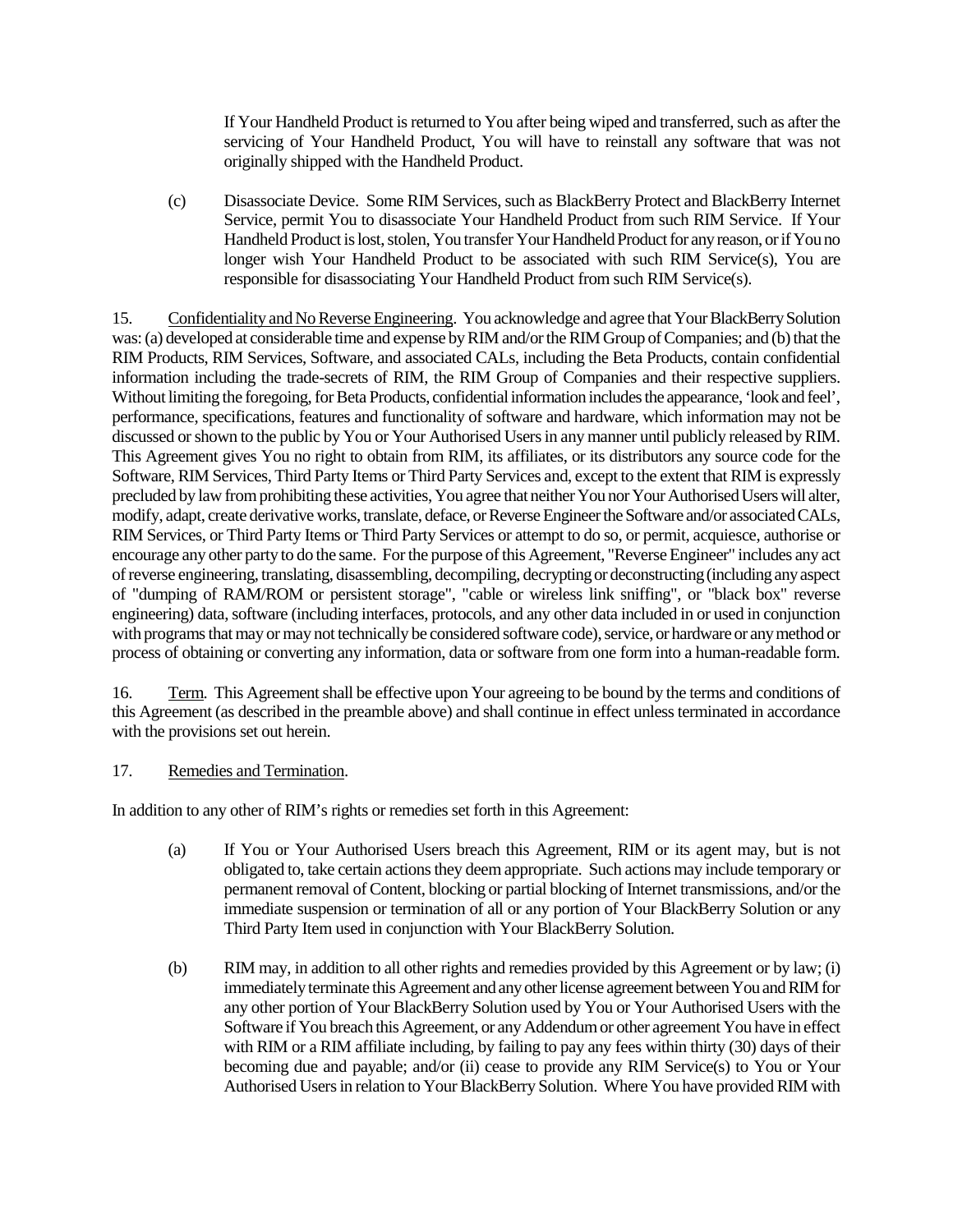If Your Handheld Product is returned to You after being wiped and transferred, such as after the servicing of Your Handheld Product, You will have to reinstall any software that was not originally shipped with the Handheld Product.

(c) Disassociate Device. Some RIM Services, such as BlackBerry Protect and BlackBerry Internet Service, permit You to disassociate Your Handheld Product from such RIM Service. If Your Handheld Product is lost, stolen, You transfer Your Handheld Product for any reason, or if You no longer wish Your Handheld Product to be associated with such RIM Service(s), You are responsible for disassociating Your Handheld Product from such RIM Service(s).

15. Confidentiality and No Reverse Engineering. You acknowledge and agree that Your BlackBerry Solution was: (a) developed at considerable time and expense by RIM and/or the RIM Group of Companies; and (b) that the RIM Products, RIM Services, Software, and associated CALs, including the Beta Products, contain confidential information including the trade-secrets of RIM, the RIM Group of Companies and their respective suppliers. Without limiting the foregoing, for Beta Products, confidential information includes the appearance, 'look and feel', performance, specifications, features and functionality of software and hardware, which information may not be discussed or shown to the public by You or Your Authorised Users in any manner until publicly released by RIM. This Agreement gives You no right to obtain from RIM, its affiliates, or its distributors any source code for the Software, RIM Services, Third Party Items or Third Party Services and, except to the extent that RIM is expressly precluded by law from prohibiting these activities, You agree that neither You nor Your Authorised Users will alter, modify, adapt, create derivative works, translate, deface, or Reverse Engineer the Software and/or associated CALs, RIM Services, or Third Party Items or Third Party Services or attempt to do so, or permit, acquiesce, authorise or encourage any other party to do the same. For the purpose of this Agreement, "Reverse Engineer" includes any act of reverse engineering, translating, disassembling, decompiling, decrypting or deconstructing (including any aspect of "dumping of RAM/ROM or persistent storage", "cable or wireless link sniffing", or "black box" reverse engineering) data, software (including interfaces, protocols, and any other data included in or used in conjunction with programs that may or may not technically be considered software code), service, or hardware or any method or process of obtaining or converting any information, data or software from one form into a human-readable form.

16. Term. This Agreement shall be effective upon Your agreeing to be bound by the terms and conditions of this Agreement (as described in the preamble above) and shall continue in effect unless terminated in accordance with the provisions set out herein.

17. Remedies and Termination.

In addition to any other of RIM's rights or remedies set forth in this Agreement:

(a) If You or Your Authorised Users breach this Agreement, RIM or its agent may, but is not obligated to, take certain actions they deem appropriate. Such actions may include temporary or permanent removal of Content, blocking or partial blocking of Internet transmissions, and/or the immediate suspension or termination of all or any portion of Your BlackBerry Solution or any Third Party Item used in conjunction with Your BlackBerry Solution.

(b) RIM may, in addition to all other rights and remedies provided by this Agreement or by law; (i) immediately terminate this Agreement and any other license agreement between You and RIM for any other portion of Your BlackBerry Solution used by You or Your Authorised Users with the Software if You breach this Agreement, or any Addendum or other agreement You have in effect with RIM or a RIM affiliate including, by failing to pay any fees within thirty (30) days of their becoming due and payable; and/or (ii) cease to provide any RIM Service(s) to You or Your Authorised Users in relation to Your BlackBerry Solution. Where You have provided RIM with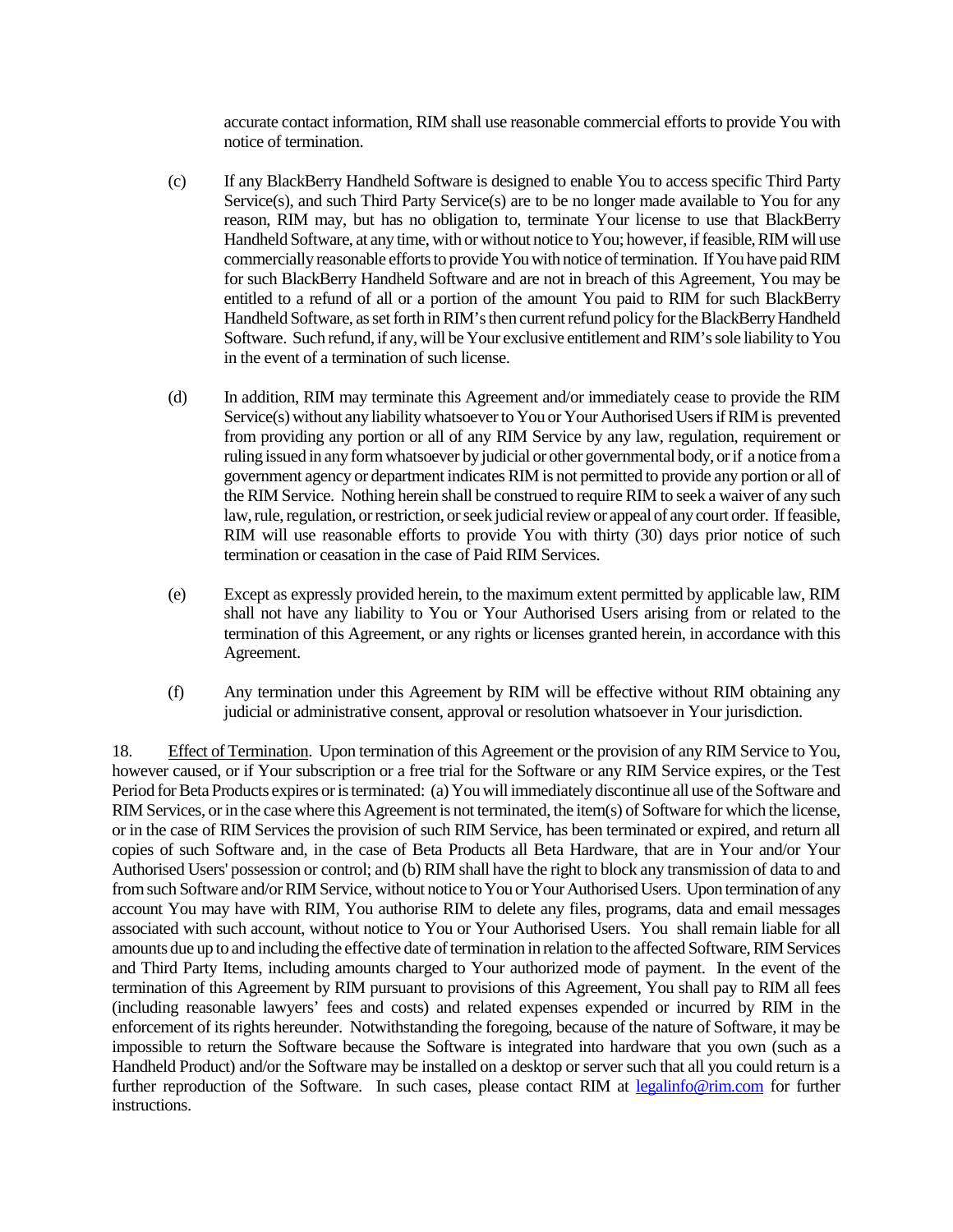accurate contact information, RIM shall use reasonable commercial efforts to provide You with notice of termination.

(c) If any BlackBerry Handheld Software is designed to enable You to access specific Third Party Service(s), and such Third Party Service(s) are to be no longer made available to You for any reason, RIM may, but has no obligation to, terminate Your license to use that BlackBerry Handheld Software, at any time, with or without notice to You; however, if feasible, RIM will use commercially reasonable efforts to provide You with notice of termination. If You have paid RIM for such BlackBerry Handheld Software and are not in breach of this Agreement, You may be entitled to a refund of all or a portion of the amount You paid to RIM for such BlackBerry Handheld Software, as set forth in RIM's then current refund policy for the BlackBerry Handheld Software. Such refund, if any, will be Your exclusive entitlement and RIM's sole liability to You in the event of a termination of such license.

(d) In addition, RIM may terminate this Agreement and/or immediately cease to provide the RIM Service(s) without any liability whatsoever to You or Your Authorised Users if RIM is prevented from providing any portion or all of any RIM Service by any law, regulation, requirement or ruling issued in any form whatsoever by judicial or other governmental body, or if a notice from a government agency or department indicates RIM is not permitted to provide any portion or all of the RIM Service. Nothing herein shall be construed to require RIM to seek a waiver of any such law, rule, regulation, or restriction, or seek judicial review or appeal of any court order. If feasible, RIM will use reasonable efforts to provide You with thirty (30) days prior notice of such termination or ceasation in the case of Paid RIM Services.

(e) Except as expressly provided herein, to the maximum extent permitted by applicable law, RIM shall not have any liability to You or Your Authorised Users arising from or related to the termination of this Agreement, or any rights or licenses granted herein, in accordance with this Agreement.

(f) Any termination under this Agreement by RIM will be effective without RIM obtaining any judicial or administrative consent, approval or resolution whatsoever in Your jurisdiction.

18. Effect of Termination. Upon termination of this Agreement or the provision of any RIM Service to You, however caused, or if Your subscription or a free trial for the Software or any RIM Service expires, or the Test Period for Beta Products expires or is terminated: (a) You will immediately discontinue all use of the Software and RIM Services, or in the case where this Agreement is not terminated, the item(s) of Software for which the license, or in the case of RIM Services the provision of such RIM Service, has been terminated or expired, and return all copies of such Software and, in the case of Beta Products all Beta Hardware, that are in Your and/or Your Authorised Users' possession or control; and (b) RIM shall have the right to block any transmission of data to and from such Software and/or RIM Service, without notice to You or Your Authorised Users. Upon termination of any account You may have with RIM, You authorise RIM to delete any files, programs, data and email messages associated with such account, without notice to You or Your Authorised Users. You shall remain liable for all amounts due up to and including the effective date of termination in relation to the affected Software, RIM Services and Third Party Items, including amounts charged to Your authorized mode of payment. In the event of the termination of this Agreement by RIM pursuant to provisions of this Agreement, You shall pay to RIM all fees (including reasonable lawyers' fees and costs) and related expenses expended or incurred by RIM in the enforcement of its rights hereunder. Notwithstanding the foregoing, because of the nature of Software, it may be impossible to return the Software because the Software is integrated into hardware that you own (such as a Handheld Product) and/or the Software may be installed on a desktop or server such that all you could return is a further reproduction of the Software. In such cases, please contact RIM at legalinfo@rim.com for further instructions.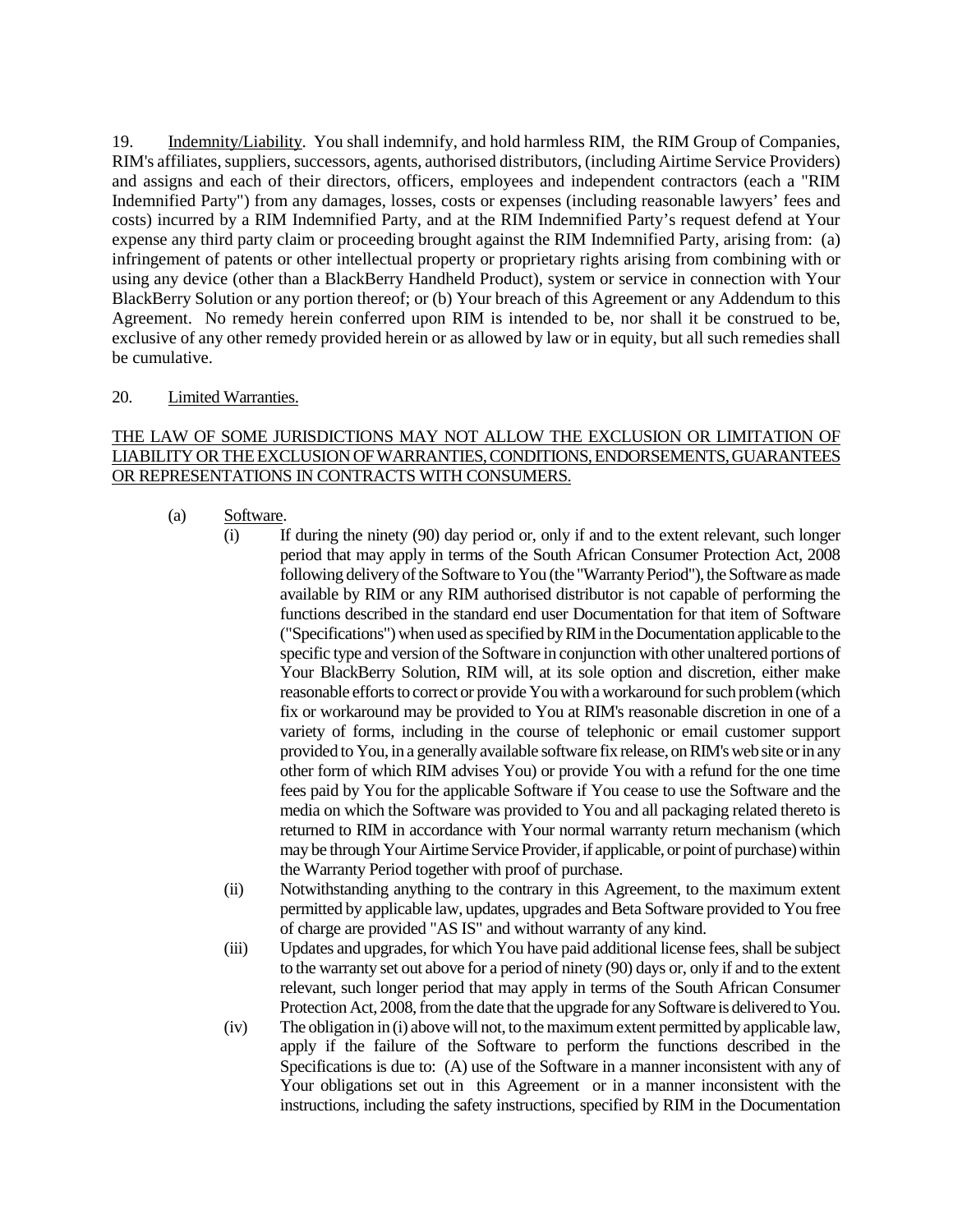19. Indemnity/Liability. You shall indemnify, and hold harmless RIM, the RIM Group of Companies, RIM's affiliates, suppliers, successors, agents, authorised distributors, (including Airtime Service Providers) and assigns and each of their directors, officers, employees and independent contractors (each a "RIM Indemnified Party") from any damages, losses, costs or expenses (including reasonable lawyers' fees and costs) incurred by a RIM Indemnified Party, and at the RIM Indemnified Party's request defend at Your expense any third party claim or proceeding brought against the RIM Indemnified Party, arising from: (a) infringement of patents or other intellectual property or proprietary rights arising from combining with or using any device (other than a BlackBerry Handheld Product), system or service in connection with Your BlackBerry Solution or any portion thereof; or (b) Your breach of this Agreement or any Addendum to this Agreement. No remedy herein conferred upon RIM is intended to be, nor shall it be construed to be, exclusive of any other remedy provided herein or as allowed by law or in equity, but all such remedies shall be cumulative.

20. Limited Warranties.

THE LAW OF SOME JURISDICTIONS MAY NOT ALLOW THE EXCLUSION OR LIMITATION OF LIABILITY OR THE EXCLUSION OF WARRANTIES, CONDITIONS, ENDORSEMENTS, GUARANTEES OR REPRESENTATIONS IN CONTRACTS WITH CONSUMERS.

(a) Software.

(i) If during the ninety (90) day period or, only if and to the extent relevant, such longer period that may apply in terms of the South African Consumer Protection Act, 2008 following delivery of the Software to You (the "Warranty Period"), the Software as made available by RIM or any RIM authorised distributor is not capable of performing the functions described in the standard end user Documentation for that item of Software ("Specifications") when used as specified by RIM in the Documentation applicable to the specific type and version of the Software in conjunction with other unaltered portions of Your BlackBerry Solution, RIM will, at its sole option and discretion, either make reasonable efforts to correct or provide You with a workaround for such problem (which fix or workaround may be provided to You at RIM's reasonable discretion in one of a variety of forms, including in the course of telephonic or email customer support provided to You, in a generally available software fix release, on RIM's web site or in any other form of which RIM advises You) or provide You with a refund for the one time fees paid by You for the applicable Software if You cease to use the Software and the media on which the Software was provided to You and all packaging related thereto is returned to RIM in accordance with Your normal warranty return mechanism (which may be through Your Airtime Service Provider, if applicable, or point of purchase) within the Warranty Period together with proof of purchase.

(ii) Notwithstanding anything to the contrary in this Agreement, to the maximum extent permitted by applicable law, updates, upgrades and Beta Software provided to You free of charge are provided "AS IS" and without warranty of any kind.

(iii) Updates and upgrades, for which You have paid additional license fees, shall be subject to the warranty set out above for a period of ninety (90) days or, only if and to the extent relevant, such longer period that may apply in terms of the South African Consumer Protection Act, 2008, from the date that the upgrade for any Software is delivered to You.

(iv) The obligation in (i) above will not, to the maximum extent permitted by applicable law, apply if the failure of the Software to perform the functions described in the Specifications is due to: (A) use of the Software in a manner inconsistent with any of Your obligations set out in this Agreement or in a manner inconsistent with the instructions, including the safety instructions, specified by RIM in the Documentation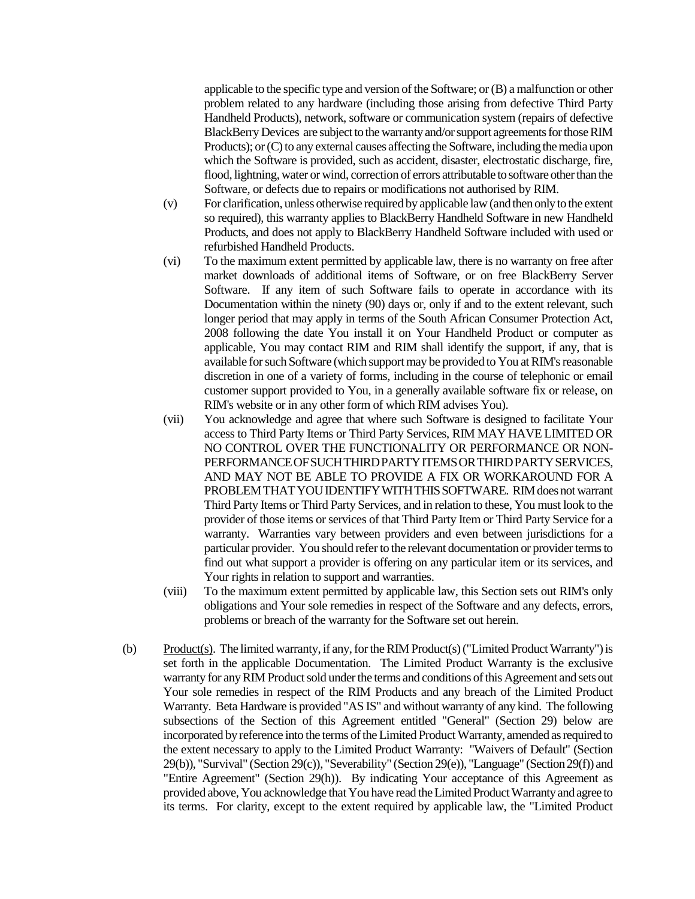applicable to the specific type and version of the Software; or (B) a malfunction or other problem related to any hardware (including those arising from defective Third Party Handheld Products), network, software or communication system (repairs of defective BlackBerry Devices are subject to the warranty and/or support agreements for those RIM Products); or (C) to any external causes affecting the Software, including the media upon which the Software is provided, such as accident, disaster, electrostatic discharge, fire, flood, lightning, water or wind, correction of errors attributable to software other than the Software, or defects due to repairs or modifications not authorised by RIM.

(v) For clarification, unless otherwise required by applicable law (and then only to the extent so required), this warranty applies to BlackBerry Handheld Software in new Handheld Products, and does not apply to BlackBerry Handheld Software included with used or refurbished Handheld Products.

(vi) To the maximum extent permitted by applicable law, there is no warranty on free after market downloads of additional items of Software, or on free BlackBerry Server Software. If any item of such Software fails to operate in accordance with its Documentation within the ninety (90) days or, only if and to the extent relevant, such longer period that may apply in terms of the South African Consumer Protection Act, 2008 following the date You install it on Your Handheld Product or computer as applicable, You may contact RIM and RIM shall identify the support, if any, that is available for such Software (which support may be provided to You at RIM's reasonable discretion in one of a variety of forms, including in the course of telephonic or email customer support provided to You, in a generally available software fix or release, on RIM's website or in any other form of which RIM advises You).

(vii) You acknowledge and agree that where such Software is designed to facilitate Your access to Third Party Items or Third Party Services, RIM MAY HAVE LIMITED OR NO CONTROL OVER THE FUNCTIONALITY OR PERFORMANCE OR NON-PERFORMANCE OF SUCH THIRD PARTY ITEMS OR THIRD PARTY SERVICES, AND MAY NOT BE ABLE TO PROVIDE A FIX OR WORKAROUND FOR A PROBLEM THAT YOU IDENTIFY WITH THIS SOFTWARE. RIM does not warrant Third Party Items or Third Party Services, and in relation to these, You must look to the provider of those items or services of that Third Party Item or Third Party Service for a warranty. Warranties vary between providers and even between jurisdictions for a particular provider. You should refer to the relevant documentation or provider terms to find out what support a provider is offering on any particular item or its services, and Your rights in relation to support and warranties.

(viii) To the maximum extent permitted by applicable law, this Section sets out RIM's only obligations and Your sole remedies in respect of the Software and any defects, errors, problems or breach of the warranty for the Software set out herein.

(b) Product(s). The limited warranty, if any, for the RIM Product(s) ("Limited Product Warranty") is set forth in the applicable Documentation. The Limited Product Warranty is the exclusive warranty for any RIM Product sold under the terms and conditions of this Agreement and sets out Your sole remedies in respect of the RIM Products and any breach of the Limited Product Warranty. Beta Hardware is provided "AS IS" and without warranty of any kind. The following subsections of the Section of this Agreement entitled "General" (Section 29) below are incorporated by reference into the terms of the Limited Product Warranty, amended as required to the extent necessary to apply to the Limited Product Warranty: "Waivers of Default" (Section 29(b)), "Survival" (Section 29(c)), "Severability" (Section 29(e)), "Language" (Section 29(f)) and "Entire Agreement" (Section 29(h)). By indicating Your acceptance of this Agreement as provided above, You acknowledge that You have read the Limited Product Warranty and agree to its terms. For clarity, except to the extent required by applicable law, the "Limited Product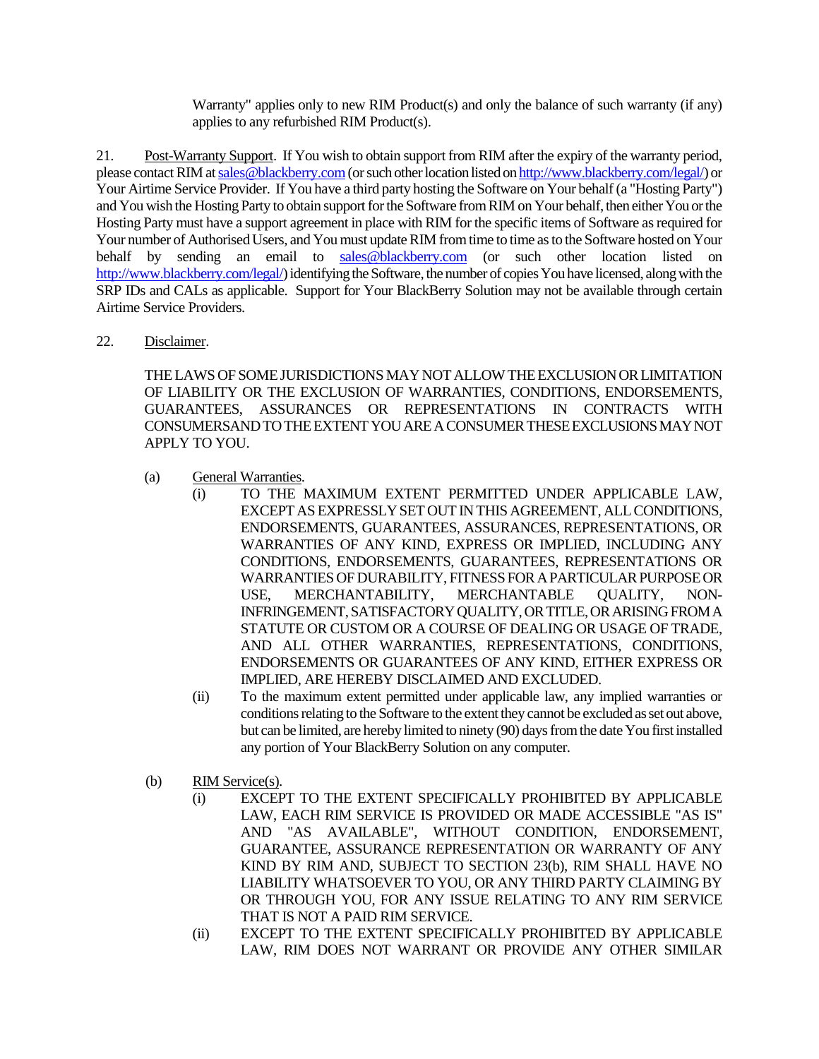Warranty" applies only to new RIM Product(s) and only the balance of such warranty (if any) applies to any refurbished RIM Product(s).

21. Post-Warranty Support. If You wish to obtain support from RIM after the expiry of the warranty period, please contact RIM at sales@blackberry.com (or such other location listed on http://www.blackberry.com/legal/) or Your Airtime Service Provider. If You have a third party hosting the Software on Your behalf (a "Hosting Party") and You wish the Hosting Party to obtain support for the Software from RIM on Your behalf, then either You or the Hosting Party must have a support agreement in place with RIM for the specific items of Software as required for Your number of Authorised Users, and You must update RIM from time to time as to the Software hosted on Your behalf by sending an email to sales@blackberry.com (or such other location listed on http://www.blackberry.com/legal/) identifying the Software, the number of copies You have licensed, along with the SRP IDs and CALs as applicable. Support for Your BlackBerry Solution may not be available through certain Airtime Service Providers.

22. Disclaimer.

THE LAWS OF SOME JURISDICTIONS MAY NOT ALLOW THE EXCLUSION OR LIMITATION OF LIABILITY OR THE EXCLUSION OF WARRANTIES, CONDITIONS, ENDORSEMENTS, GUARANTEES, ASSURANCES OR REPRESENTATIONS IN CONTRACTS WITH CONSUMERSAND TO THE EXTENT YOU ARE A CONSUMER THESE EXCLUSIONS MAY NOT APPLY TO YOU.

(a) General Warranties.

(i) TO THE MAXIMUM EXTENT PERMITTED UNDER APPLICABLE LAW, EXCEPT AS EXPRESSLY SET OUT IN THIS AGREEMENT, ALL CONDITIONS, ENDORSEMENTS, GUARANTEES, ASSURANCES, REPRESENTATIONS, OR WARRANTIES OF ANY KIND, EXPRESS OR IMPLIED, INCLUDING ANY CONDITIONS, ENDORSEMENTS, GUARANTEES, REPRESENTATIONS OR WARRANTIES OF DURABILITY, FITNESS FOR A PARTICULAR PURPOSE OR USE, MERCHANTABILITY, MERCHANTABLE QUALITY, NON-INFRINGEMENT, SATISFACTORY QUALITY, OR TITLE, OR ARISING FROM A STATUTE OR CUSTOM OR A COURSE OF DEALING OR USAGE OF TRADE, AND ALL OTHER WARRANTIES, REPRESENTATIONS, CONDITIONS, ENDORSEMENTS OR GUARANTEES OF ANY KIND, EITHER EXPRESS OR IMPLIED, ARE HEREBY DISCLAIMED AND EXCLUDED.

(ii) To the maximum extent permitted under applicable law, any implied warranties or conditions relating to the Software to the extent they cannot be excluded as set out above, but can be limited, are hereby limited to ninety (90) days from the date You first installed any portion of Your BlackBerry Solution on any computer.

(b) RIM Service(s).

(i) EXCEPT TO THE EXTENT SPECIFICALLY PROHIBITED BY APPLICABLE LAW, EACH RIM SERVICE IS PROVIDED OR MADE ACCESSIBLE "AS IS" AND "AS AVAILABLE", WITHOUT CONDITION, ENDORSEMENT, GUARANTEE, ASSURANCE REPRESENTATION OR WARRANTY OF ANY KIND BY RIM AND, SUBJECT TO SECTION 23(b), RIM SHALL HAVE NO LIABILITY WHATSOEVER TO YOU, OR ANY THIRD PARTY CLAIMING BY OR THROUGH YOU, FOR ANY ISSUE RELATING TO ANY RIM SERVICE THAT IS NOT A PAID RIM SERVICE.

(ii) EXCEPT TO THE EXTENT SPECIFICALLY PROHIBITED BY APPLICABLE LAW, RIM DOES NOT WARRANT OR PROVIDE ANY OTHER SIMILAR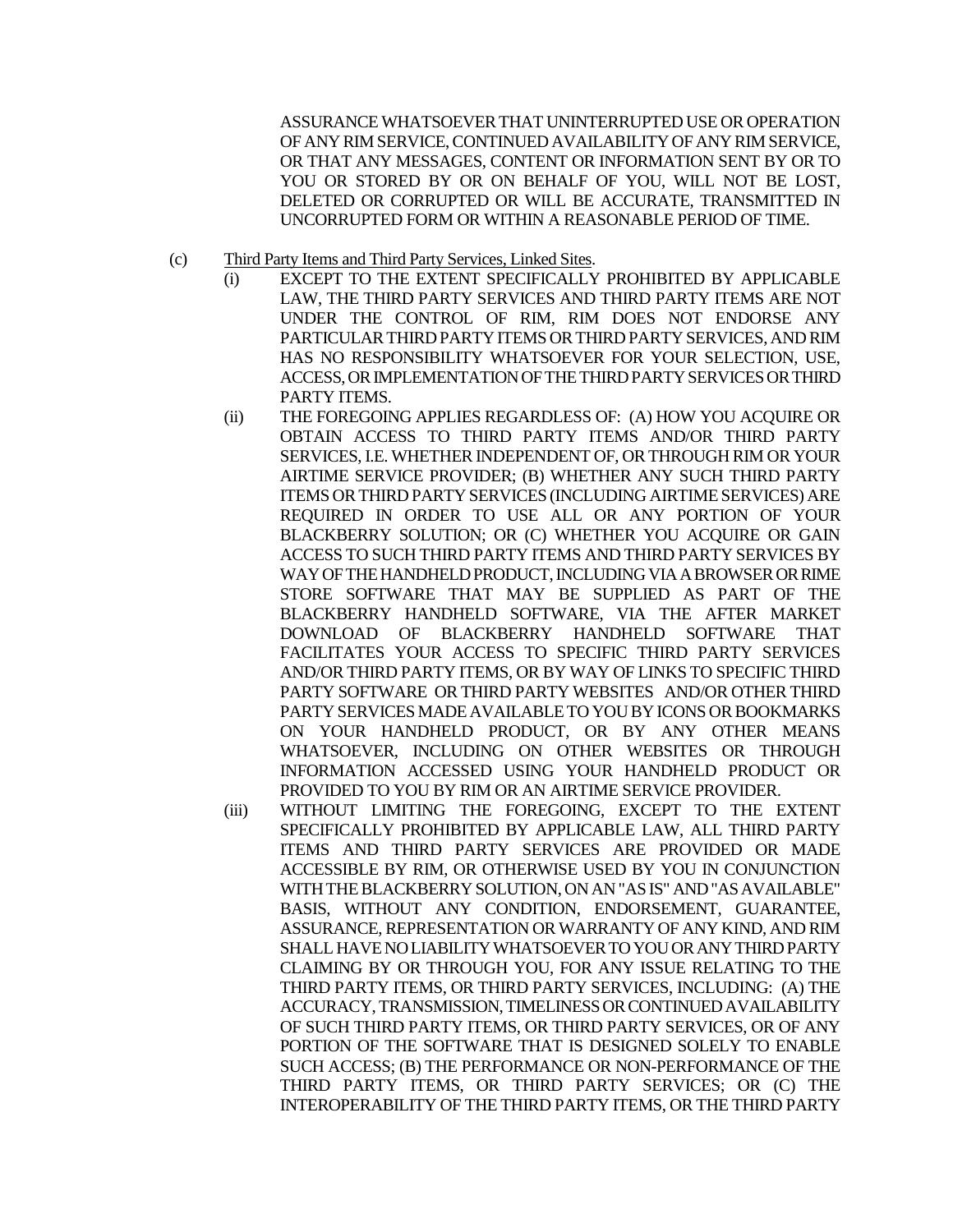ASSURANCE WHATSOEVER THAT UNINTERRUPTED USE OR OPERATION OF ANY RIM SERVICE, CONTINUED AVAILABILITY OF ANY RIM SERVICE, OR THAT ANY MESSAGES, CONTENT OR INFORMATION SENT BY OR TO YOU OR STORED BY OR ON BEHALF OF YOU, WILL NOT BE LOST, DELETED OR CORRUPTED OR WILL BE ACCURATE, TRANSMITTED IN UNCORRUPTED FORM OR WITHIN A REASONABLE PERIOD OF TIME.

(c) Third Party Items and Third Party Services, Linked Sites.

(i) EXCEPT TO THE EXTENT SPECIFICALLY PROHIBITED BY APPLICABLE LAW, THE THIRD PARTY SERVICES AND THIRD PARTY ITEMS ARE NOT UNDER THE CONTROL OF RIM, RIM DOES NOT ENDORSE ANY PARTICULAR THIRD PARTY ITEMS OR THIRD PARTY SERVICES, AND RIM HAS NO RESPONSIBILITY WHATSOEVER FOR YOUR SELECTION, USE, ACCESS, OR IMPLEMENTATION OF THE THIRD PARTY SERVICES OR THIRD PARTY ITEMS.

(ii) THE FOREGOING APPLIES REGARDLESS OF: (A) HOW YOU ACQUIRE OR OBTAIN ACCESS TO THIRD PARTY ITEMS AND/OR THIRD PARTY SERVICES, I.E. WHETHER INDEPENDENT OF, OR THROUGH RIM OR YOUR AIRTIME SERVICE PROVIDER; (B) WHETHER ANY SUCH THIRD PARTY ITEMS OR THIRD PARTY SERVICES (INCLUDING AIRTIME SERVICES) ARE REQUIRED IN ORDER TO USE ALL OR ANY PORTION OF YOUR BLACKBERRY SOLUTION; OR (C) WHETHER YOU ACQUIRE OR GAIN ACCESS TO SUCH THIRD PARTY ITEMS AND THIRD PARTY SERVICES BY WAY OF THE HANDHELD PRODUCT, INCLUDING VIA A BROWSER OR RIME STORE SOFTWARE THAT MAY BE SUPPLIED AS PART OF THE BLACKBERRY HANDHELD SOFTWARE, VIA THE AFTER MARKET DOWNLOAD OF BLACKBERRY HANDHELD SOFTWARE THAT FACILITATES YOUR ACCESS TO SPECIFIC THIRD PARTY SERVICES AND/OR THIRD PARTY ITEMS, OR BY WAY OF LINKS TO SPECIFIC THIRD PARTY SOFTWARE OR THIRD PARTY WEBSITES AND/OR OTHER THIRD PARTY SERVICES MADE AVAILABLE TO YOU BY ICONS OR BOOKMARKS ON YOUR HANDHELD PRODUCT, OR BY ANY OTHER MEANS WHATSOEVER, INCLUDING ON OTHER WEBSITES OR THROUGH INFORMATION ACCESSED USING YOUR HANDHELD PRODUCT OR PROVIDED TO YOU BY RIM OR AN AIRTIME SERVICE PROVIDER.

(iii) WITHOUT LIMITING THE FOREGOING, EXCEPT TO THE EXTENT SPECIFICALLY PROHIBITED BY APPLICABLE LAW, ALL THIRD PARTY ITEMS AND THIRD PARTY SERVICES ARE PROVIDED OR MADE ACCESSIBLE BY RIM, OR OTHERWISE USED BY YOU IN CONJUNCTION WITH THE BLACKBERRY SOLUTION, ON AN "AS IS" AND "AS AVAILABLE" BASIS, WITHOUT ANY CONDITION, ENDORSEMENT, GUARANTEE, ASSURANCE, REPRESENTATION OR WARRANTY OF ANY KIND, AND RIM SHALL HAVE NO LIABILITY WHATSOEVER TO YOU OR ANY THIRD PARTY CLAIMING BY OR THROUGH YOU, FOR ANY ISSUE RELATING TO THE THIRD PARTY ITEMS, OR THIRD PARTY SERVICES, INCLUDING: (A) THE ACCURACY, TRANSMISSION, TIMELINESS OR CONTINUED AVAILABILITY OF SUCH THIRD PARTY ITEMS, OR THIRD PARTY SERVICES, OR OF ANY PORTION OF THE SOFTWARE THAT IS DESIGNED SOLELY TO ENABLE SUCH ACCESS; (B) THE PERFORMANCE OR NON-PERFORMANCE OF THE THIRD PARTY ITEMS, OR THIRD PARTY SERVICES; OR (C) THE INTEROPERABILITY OF THE THIRD PARTY ITEMS, OR THE THIRD PARTY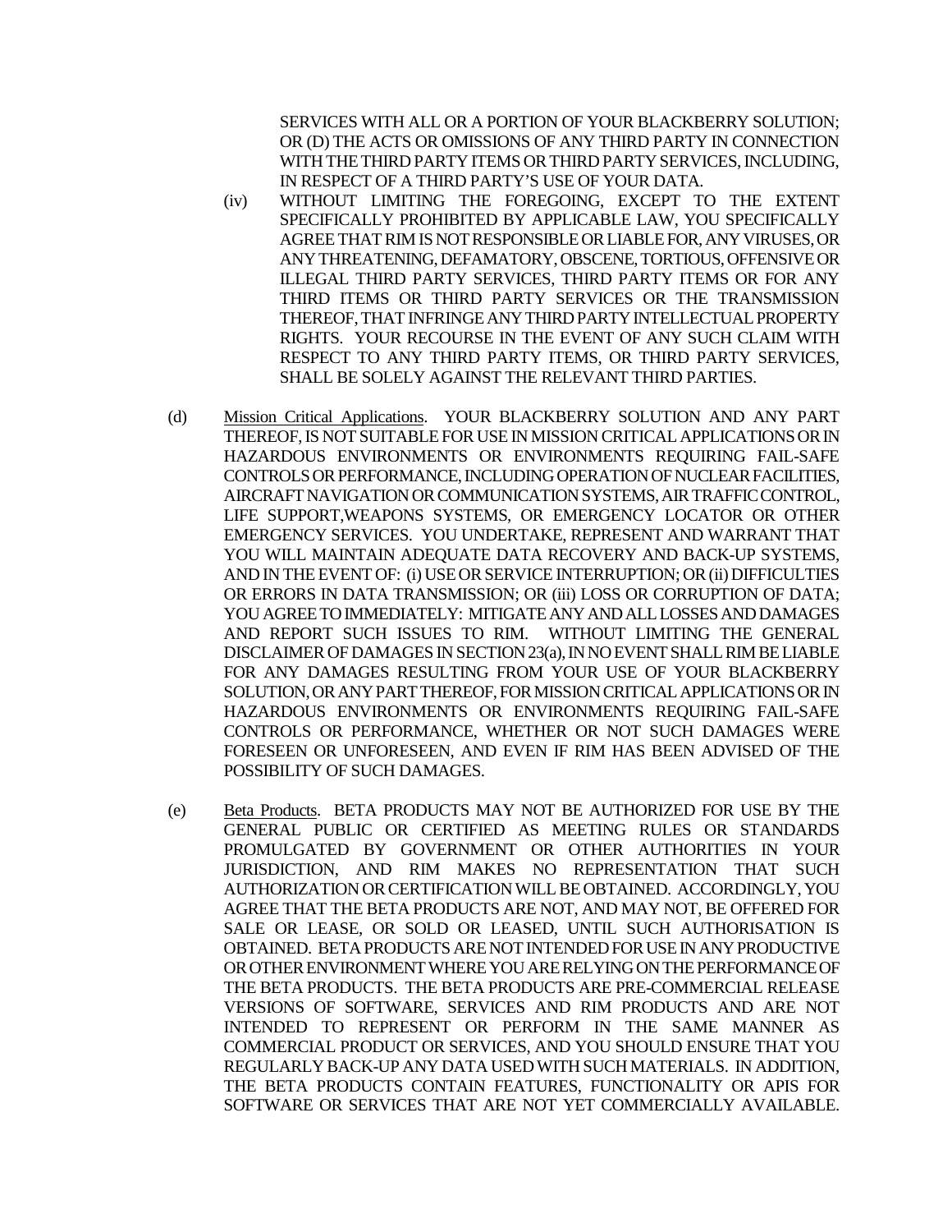SERVICES WITH ALL OR A PORTION OF YOUR BLACKBERRY SOLUTION; OR (D) THE ACTS OR OMISSIONS OF ANY THIRD PARTY IN CONNECTION WITH THE THIRD PARTY ITEMS OR THIRD PARTY SERVICES, INCLUDING, IN RESPECT OF A THIRD PARTY'S USE OF YOUR DATA.

(iv) WITHOUT LIMITING THE FOREGOING, EXCEPT TO THE EXTENT SPECIFICALLY PROHIBITED BY APPLICABLE LAW, YOU SPECIFICALLY AGREE THAT RIM IS NOT RESPONSIBLE OR LIABLE FOR, ANY VIRUSES, OR ANY THREATENING, DEFAMATORY, OBSCENE, TORTIOUS, OFFENSIVE OR ILLEGAL THIRD PARTY SERVICES, THIRD PARTY ITEMS OR FOR ANY THIRD ITEMS OR THIRD PARTY SERVICES OR THE TRANSMISSION THEREOF, THAT INFRINGE ANY THIRD PARTY INTELLECTUAL PROPERTY RIGHTS. YOUR RECOURSE IN THE EVENT OF ANY SUCH CLAIM WITH RESPECT TO ANY THIRD PARTY ITEMS, OR THIRD PARTY SERVICES, SHALL BE SOLELY AGAINST THE RELEVANT THIRD PARTIES.

(d) Mission Critical Applications. YOUR BLACKBERRY SOLUTION AND ANY PART THEREOF, IS NOT SUITABLE FOR USE IN MISSION CRITICAL APPLICATIONS OR IN HAZARDOUS ENVIRONMENTS OR ENVIRONMENTS REQUIRING FAIL-SAFE CONTROLS OR PERFORMANCE, INCLUDING OPERATION OF NUCLEAR FACILITIES, AIRCRAFT NAVIGATION OR COMMUNICATION SYSTEMS, AIR TRAFFIC CONTROL, LIFE SUPPORT,WEAPONS SYSTEMS, OR EMERGENCY LOCATOR OR OTHER EMERGENCY SERVICES. YOU UNDERTAKE, REPRESENT AND WARRANT THAT YOU WILL MAINTAIN ADEQUATE DATA RECOVERY AND BACK-UP SYSTEMS, AND IN THE EVENT OF: (i) USE OR SERVICE INTERRUPTION; OR (ii) DIFFICULTIES OR ERRORS IN DATA TRANSMISSION; OR (iii) LOSS OR CORRUPTION OF DATA; YOU AGREE TO IMMEDIATELY: MITIGATE ANY AND ALL LOSSES AND DAMAGES AND REPORT SUCH ISSUES TO RIM. WITHOUT LIMITING THE GENERAL DISCLAIMER OF DAMAGES IN SECTION 23(a), IN NO EVENT SHALL RIM BE LIABLE FOR ANY DAMAGES RESULTING FROM YOUR USE OF YOUR BLACKBERRY SOLUTION, OR ANY PART THEREOF, FOR MISSION CRITICAL APPLICATIONS OR IN HAZARDOUS ENVIRONMENTS OR ENVIRONMENTS REQUIRING FAIL-SAFE CONTROLS OR PERFORMANCE, WHETHER OR NOT SUCH DAMAGES WERE FORESEEN OR UNFORESEEN, AND EVEN IF RIM HAS BEEN ADVISED OF THE POSSIBILITY OF SUCH DAMAGES.

(e) Beta Products. BETA PRODUCTS MAY NOT BE AUTHORIZED FOR USE BY THE GENERAL PUBLIC OR CERTIFIED AS MEETING RULES OR STANDARDS PROMULGATED BY GOVERNMENT OR OTHER AUTHORITIES IN YOUR JURISDICTION, AND RIM MAKES NO REPRESENTATION THAT SUCH AUTHORIZATION OR CERTIFICATION WILL BE OBTAINED. ACCORDINGLY, YOU AGREE THAT THE BETA PRODUCTS ARE NOT, AND MAY NOT, BE OFFERED FOR SALE OR LEASE, OR SOLD OR LEASED, UNTIL SUCH AUTHORISATION IS OBTAINED. BETA PRODUCTS ARE NOT INTENDED FOR USE IN ANY PRODUCTIVE OR OTHER ENVIRONMENT WHERE YOU ARE RELYING ON THE PERFORMANCE OF THE BETA PRODUCTS. THE BETA PRODUCTS ARE PRE-COMMERCIAL RELEASE VERSIONS OF SOFTWARE, SERVICES AND RIM PRODUCTS AND ARE NOT INTENDED TO REPRESENT OR PERFORM IN THE SAME MANNER AS COMMERCIAL PRODUCT OR SERVICES, AND YOU SHOULD ENSURE THAT YOU REGULARLY BACK-UP ANY DATA USED WITH SUCH MATERIALS. IN ADDITION, THE BETA PRODUCTS CONTAIN FEATURES, FUNCTIONALITY OR APIS FOR SOFTWARE OR SERVICES THAT ARE NOT YET COMMERCIALLY AVAILABLE.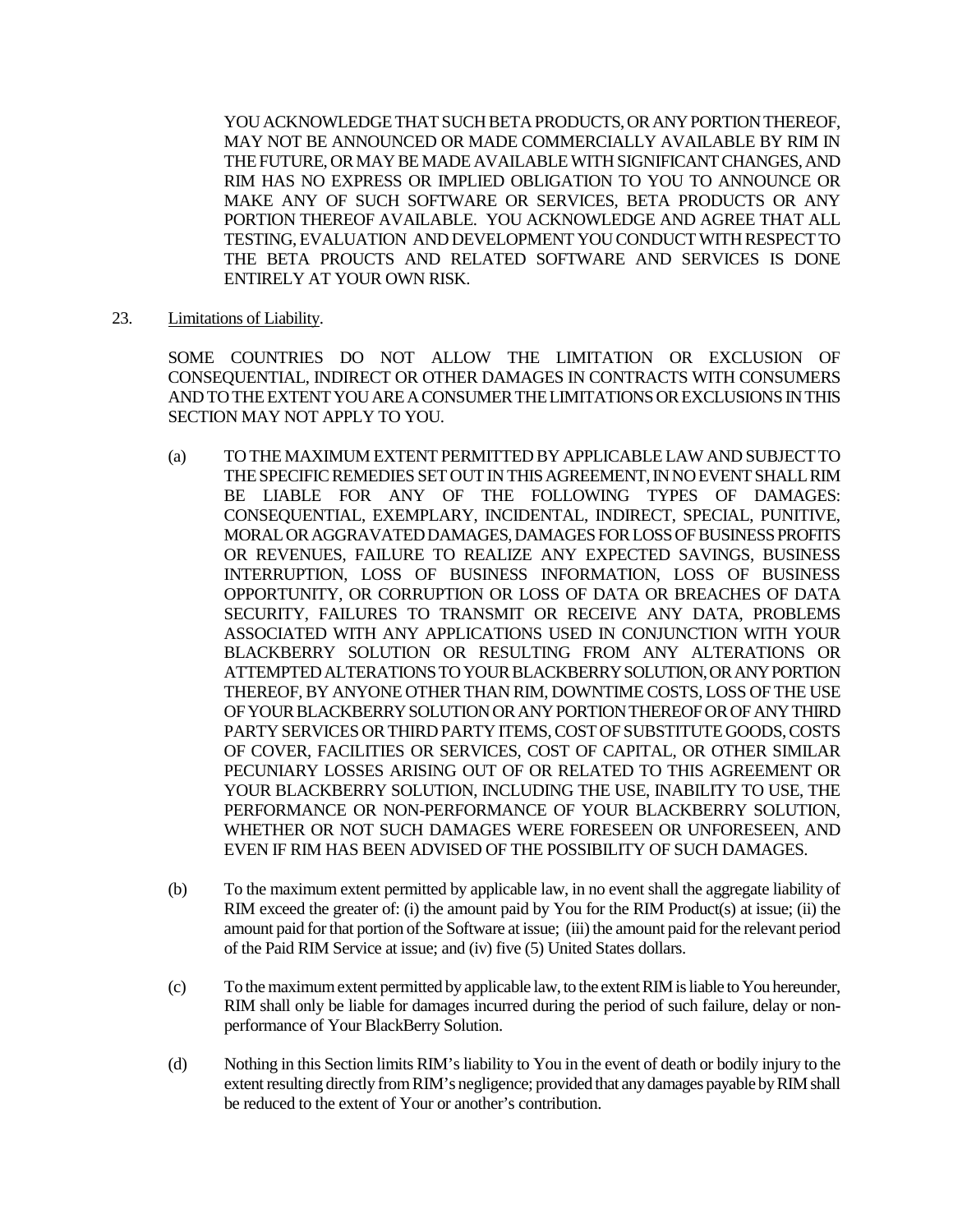YOU ACKNOWLEDGE THAT SUCH BETA PRODUCTS, OR ANY PORTION THEREOF, MAY NOT BE ANNOUNCED OR MADE COMMERCIALLY AVAILABLE BY RIM IN THE FUTURE, OR MAY BE MADE AVAILABLE WITH SIGNIFICANT CHANGES, AND RIM HAS NO EXPRESS OR IMPLIED OBLIGATION TO YOU TO ANNOUNCE OR MAKE ANY OF SUCH SOFTWARE OR SERVICES, BETA PRODUCTS OR ANY PORTION THEREOF AVAILABLE. YOU ACKNOWLEDGE AND AGREE THAT ALL TESTING, EVALUATION AND DEVELOPMENT YOU CONDUCT WITH RESPECT TO THE BETA PROUCTS AND RELATED SOFTWARE AND SERVICES IS DONE ENTIRELY AT YOUR OWN RISK.

23. Limitations of Liability.

SOME COUNTRIES DO NOT ALLOW THE LIMITATION OR EXCLUSION OF CONSEQUENTIAL, INDIRECT OR OTHER DAMAGES IN CONTRACTS WITH CONSUMERS AND TO THE EXTENT YOU ARE A CONSUMER THE LIMITATIONS OR EXCLUSIONS IN THIS SECTION MAY NOT APPLY TO YOU.

(a) TO THE MAXIMUM EXTENT PERMITTED BY APPLICABLE LAW AND SUBJECT TO THE SPECIFIC REMEDIES SET OUT IN THIS AGREEMENT, IN NO EVENT SHALL RIM BE LIABLE FOR ANY OF THE FOLLOWING TYPES OF DAMAGES: CONSEQUENTIAL, EXEMPLARY, INCIDENTAL, INDIRECT, SPECIAL, PUNITIVE, MORAL OR AGGRAVATED DAMAGES, DAMAGES FOR LOSS OF BUSINESS PROFITS OR REVENUES, FAILURE TO REALIZE ANY EXPECTED SAVINGS, BUSINESS INTERRUPTION, LOSS OF BUSINESS INFORMATION, LOSS OF BUSINESS OPPORTUNITY, OR CORRUPTION OR LOSS OF DATA OR BREACHES OF DATA SECURITY, FAILURES TO TRANSMIT OR RECEIVE ANY DATA, PROBLEMS ASSOCIATED WITH ANY APPLICATIONS USED IN CONJUNCTION WITH YOUR BLACKBERRY SOLUTION OR RESULTING FROM ANY ALTERATIONS OR ATTEMPTED ALTERATIONS TO YOUR BLACKBERRY SOLUTION, OR ANY PORTION THEREOF, BY ANYONE OTHER THAN RIM, DOWNTIME COSTS, LOSS OF THE USE OF YOUR BLACKBERRY SOLUTION OR ANY PORTION THEREOF OR OF ANY THIRD PARTY SERVICES OR THIRD PARTY ITEMS, COST OF SUBSTITUTE GOODS, COSTS OF COVER, FACILITIES OR SERVICES, COST OF CAPITAL, OR OTHER SIMILAR PECUNIARY LOSSES ARISING OUT OF OR RELATED TO THIS AGREEMENT OR YOUR BLACKBERRY SOLUTION, INCLUDING THE USE, INABILITY TO USE, THE PERFORMANCE OR NON-PERFORMANCE OF YOUR BLACKBERRY SOLUTION, WHETHER OR NOT SUCH DAMAGES WERE FORESEEN OR UNFORESEEN, AND EVEN IF RIM HAS BEEN ADVISED OF THE POSSIBILITY OF SUCH DAMAGES.

(b) To the maximum extent permitted by applicable law, in no event shall the aggregate liability of RIM exceed the greater of: (i) the amount paid by You for the RIM Product(s) at issue; (ii) the amount paid for that portion of the Software at issue; (iii) the amount paid for the relevant period of the Paid RIM Service at issue; and (iv) five (5) United States dollars.

(c) To the maximum extent permitted by applicable law, to the extent RIM is liable to You hereunder, RIM shall only be liable for damages incurred during the period of such failure, delay or non-performance of Your BlackBerry Solution.

(d) Nothing in this Section limits RIM's liability to You in the event of death or bodily injury to the extent resulting directly from RIM's negligence; provided that any damages payable by RIM shall be reduced to the extent of Your or another's contribution.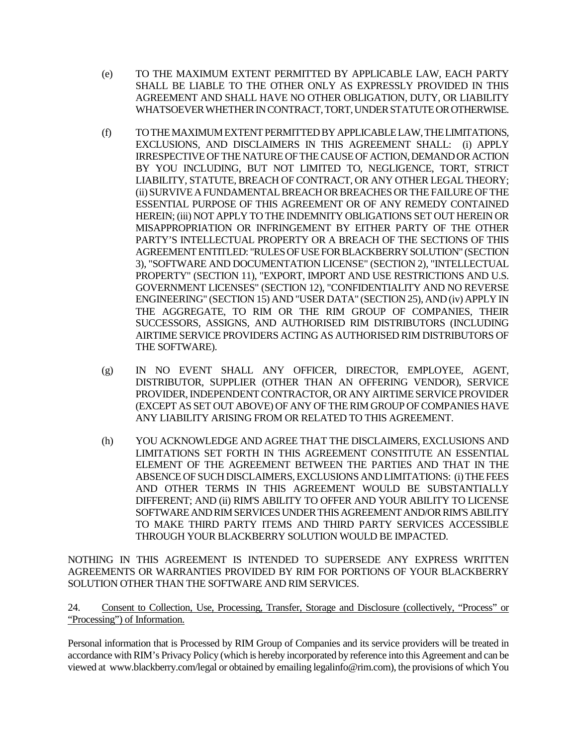(e) TO THE MAXIMUM EXTENT PERMITTED BY APPLICABLE LAW, EACH PARTY SHALL BE LIABLE TO THE OTHER ONLY AS EXPRESSLY PROVIDED IN THIS AGREEMENT AND SHALL HAVE NO OTHER OBLIGATION, DUTY, OR LIABILITY WHATSOEVER WHETHER IN CONTRACT, TORT, UNDER STATUTE OR OTHERWISE.

(f) TO THE MAXIMUM EXTENT PERMITTED BY APPLICABLE LAW, THE LIMITATIONS, EXCLUSIONS, AND DISCLAIMERS IN THIS AGREEMENT SHALL: (i) APPLY IRRESPECTIVE OF THE NATURE OF THE CAUSE OF ACTION, DEMAND OR ACTION BY YOU INCLUDING, BUT NOT LIMITED TO, NEGLIGENCE, TORT, STRICT LIABILITY, STATUTE, BREACH OF CONTRACT, OR ANY OTHER LEGAL THEORY; (ii) SURVIVE A FUNDAMENTAL BREACH OR BREACHES OR THE FAILURE OF THE ESSENTIAL PURPOSE OF THIS AGREEMENT OR OF ANY REMEDY CONTAINED HEREIN; (iii) NOT APPLY TO THE INDEMNITY OBLIGATIONS SET OUT HEREIN OR MISAPPROPRIATION OR INFRINGEMENT BY EITHER PARTY OF THE OTHER PARTY'S INTELLECTUAL PROPERTY OR A BREACH OF THE SECTIONS OF THIS AGREEMENT ENTITLED: "RULES OF USE FOR BLACKBERRY SOLUTION" (SECTION 3), "SOFTWARE AND DOCUMENTATION LICENSE" (SECTION 2), "INTELLECTUAL PROPERTY" (SECTION 11), "EXPORT, IMPORT AND USE RESTRICTIONS AND U.S. GOVERNMENT LICENSES" (SECTION 12), "CONFIDENTIALITY AND NO REVERSE ENGINEERING" (SECTION 15) AND "USER DATA" (SECTION 25), AND (iv) APPLY IN THE AGGREGATE, TO RIM OR THE RIM GROUP OF COMPANIES, THEIR SUCCESSORS, ASSIGNS, AND AUTHORISED RIM DISTRIBUTORS (INCLUDING AIRTIME SERVICE PROVIDERS ACTING AS AUTHORISED RIM DISTRIBUTORS OF THE SOFTWARE).

(g) IN NO EVENT SHALL ANY OFFICER, DIRECTOR, EMPLOYEE, AGENT, DISTRIBUTOR, SUPPLIER (OTHER THAN AN OFFERING VENDOR), SERVICE PROVIDER, INDEPENDENT CONTRACTOR, OR ANY AIRTIME SERVICE PROVIDER (EXCEPT AS SET OUT ABOVE) OF ANY OF THE RIM GROUP OF COMPANIES HAVE ANY LIABILITY ARISING FROM OR RELATED TO THIS AGREEMENT.

(h) YOU ACKNOWLEDGE AND AGREE THAT THE DISCLAIMERS, EXCLUSIONS AND LIMITATIONS SET FORTH IN THIS AGREEMENT CONSTITUTE AN ESSENTIAL ELEMENT OF THE AGREEMENT BETWEEN THE PARTIES AND THAT IN THE ABSENCE OF SUCH DISCLAIMERS, EXCLUSIONS AND LIMITATIONS: (i) THE FEES AND OTHER TERMS IN THIS AGREEMENT WOULD BE SUBSTANTIALLY DIFFERENT; AND (ii) RIM'S ABILITY TO OFFER AND YOUR ABILITY TO LICENSE SOFTWARE AND RIM SERVICES UNDER THIS AGREEMENT AND/OR RIM'S ABILITY TO MAKE THIRD PARTY ITEMS AND THIRD PARTY SERVICES ACCESSIBLE THROUGH YOUR BLACKBERRY SOLUTION WOULD BE IMPACTED.

NOTHING IN THIS AGREEMENT IS INTENDED TO SUPERSEDE ANY EXPRESS WRITTEN AGREEMENTS OR WARRANTIES PROVIDED BY RIM FOR PORTIONS OF YOUR BLACKBERRY SOLUTION OTHER THAN THE SOFTWARE AND RIM SERVICES.

24. Consent to Collection, Use, Processing, Transfer, Storage and Disclosure (collectively, "Process" or "Processing") of Information.

Personal information that is Processed by RIM Group of Companies and its service providers will be treated in accordance with RIM's Privacy Policy (which is hereby incorporated by reference into this Agreement and can be viewed at www.blackberry.com/legal or obtained by emailing legalinfo@rim.com), the provisions of which You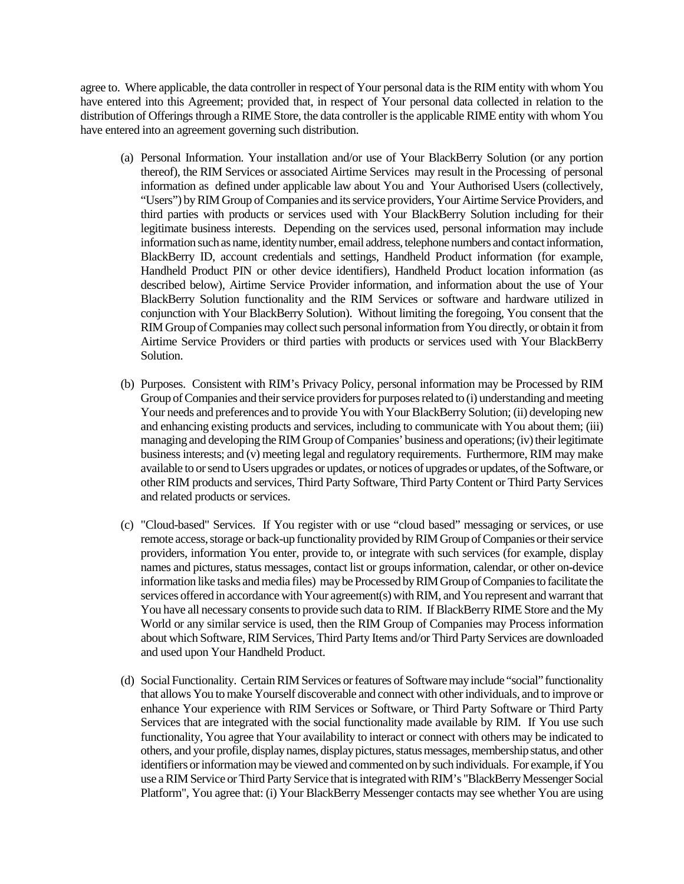agree to. Where applicable, the data controller in respect of Your personal data is the RIM entity with whom You have entered into this Agreement; provided that, in respect of Your personal data collected in relation to the distribution of Offerings through a RIME Store, the data controller is the applicable RIME entity with whom You have entered into an agreement governing such distribution.

(a) Personal Information. Your installation and/or use of Your BlackBerry Solution (or any portion thereof), the RIM Services or associated Airtime Services may result in the Processing of personal information as defined under applicable law about You and Your Authorised Users (collectively, "Users") by RIM Group of Companies and its service providers, Your Airtime Service Providers, and third parties with products or services used with Your BlackBerry Solution including for their legitimate business interests. Depending on the services used, personal information may include information such as name, identity number, email address, telephone numbers and contact information, BlackBerry ID, account credentials and settings, Handheld Product information (for example, Handheld Product PIN or other device identifiers), Handheld Product location information (as described below), Airtime Service Provider information, and information about the use of Your BlackBerry Solution functionality and the RIM Services or software and hardware utilized in conjunction with Your BlackBerry Solution). Without limiting the foregoing, You consent that the RIM Group of Companies may collect such personal information from You directly, or obtain it from Airtime Service Providers or third parties with products or services used with Your BlackBerry Solution.

(b) Purposes. Consistent with RIM's Privacy Policy, personal information may be Processed by RIM Group of Companies and their service providers for purposes related to (i) understanding and meeting Your needs and preferences and to provide You with Your BlackBerry Solution; (ii) developing new and enhancing existing products and services, including to communicate with You about them; (iii) managing and developing the RIM Group of Companies' business and operations; (iv) their legitimate business interests; and (v) meeting legal and regulatory requirements. Furthermore, RIM may make available to or send to Users upgrades or updates, or notices of upgrades or updates, of the Software, or other RIM products and services, Third Party Software, Third Party Content or Third Party Services and related products or services.

(c) "Cloud-based" Services. If You register with or use "cloud based" messaging or services, or use remote access, storage or back-up functionality provided by RIM Group of Companies or their service providers, information You enter, provide to, or integrate with such services (for example, display names and pictures, status messages, contact list or groups information, calendar, or other on-device information like tasks and media files) may be Processed by RIM Group of Companies to facilitate the services offered in accordance with Your agreement(s) with RIM, and You represent and warrant that You have all necessary consents to provide such data to RIM. If BlackBerry RIME Store and the My World or any similar service is used, then the RIM Group of Companies may Process information about which Software, RIM Services, Third Party Items and/or Third Party Services are downloaded and used upon Your Handheld Product.

(d) Social Functionality. Certain RIM Services or features of Software may include "social" functionality that allows You to make Yourself discoverable and connect with other individuals, and to improve or enhance Your experience with RIM Services or Software, or Third Party Software or Third Party Services that are integrated with the social functionality made available by RIM. If You use such functionality, You agree that Your availability to interact or connect with others may be indicated to others, and your profile, display names, display pictures, status messages, membership status, and other identifiers or information may be viewed and commented on by such individuals. For example, if You use a RIM Service or Third Party Service that is integrated with RIM's "BlackBerry Messenger Social Platform", You agree that: (i) Your BlackBerry Messenger contacts may see whether You are using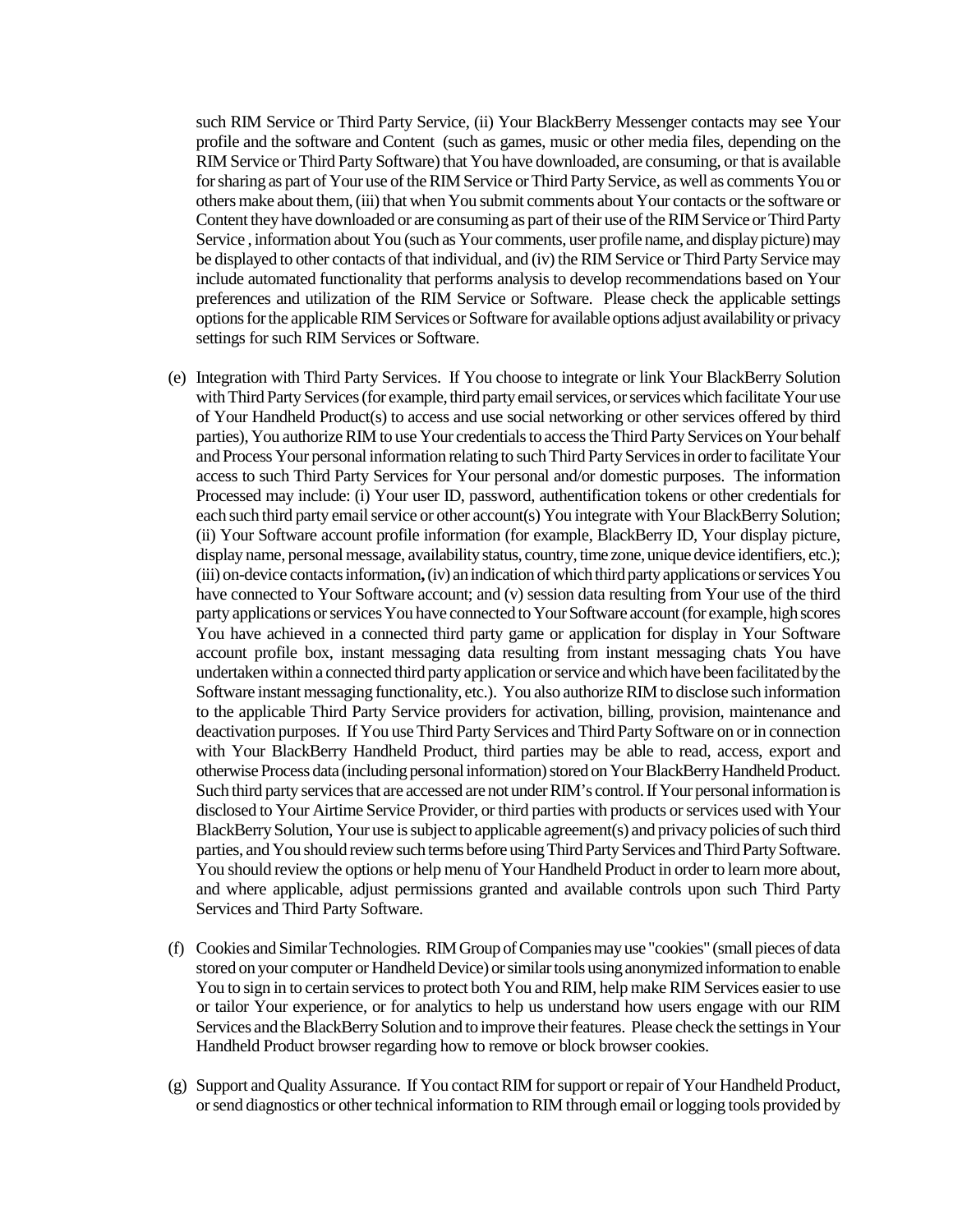such RIM Service or Third Party Service, (ii) Your BlackBerry Messenger contacts may see Your profile and the software and Content (such as games, music or other media files, depending on the RIM Service or Third Party Software) that You have downloaded, are consuming, or that is available for sharing as part of Your use of the RIM Service or Third Party Service, as well as comments You or others make about them, (iii) that when You submit comments about Your contacts or the software or Content they have downloaded or are consuming as part of their use of the RIM Service or Third Party Service , information about You (such as Your comments, user profile name, and display picture) may be displayed to other contacts of that individual, and (iv) the RIM Service or Third Party Service may include automated functionality that performs analysis to develop recommendations based on Your preferences and utilization of the RIM Service or Software. Please check the applicable settings options for the applicable RIM Services or Software for available options adjust availability or privacy settings for such RIM Services or Software.

(e) Integration with Third Party Services. If You choose to integrate or link Your BlackBerry Solution with Third Party Services (for example, third party email services, or services which facilitate Your use of Your Handheld Product(s) to access and use social networking or other services offered by third parties), You authorize RIM to use Your credentials to access the Third Party Services on Your behalf and Process Your personal information relating to such Third Party Services in order to facilitate Your access to such Third Party Services for Your personal and/or domestic purposes. The information Processed may include: (i) Your user ID, password, authentification tokens or other credentials for each such third party email service or other account(s) You integrate with Your BlackBerry Solution; (ii) Your Software account profile information (for example, BlackBerry ID, Your display picture, display name, personal message, availability status, country, time zone, unique device identifiers, etc.); (iii) on-device contacts information**,** (iv) an indication of which third party applications or services You have connected to Your Software account; and (v) session data resulting from Your use of the third party applications or services You have connected to Your Software account (for example, high scores You have achieved in a connected third party game or application for display in Your Software account profile box, instant messaging data resulting from instant messaging chats You have undertaken within a connected third party application or service and which have been facilitated by the Software instant messaging functionality, etc.). You also authorize RIM to disclose such information to the applicable Third Party Service providers for activation, billing, provision, maintenance and deactivation purposes. If You use Third Party Services and Third Party Software on or in connection with Your BlackBerry Handheld Product, third parties may be able to read, access, export and otherwise Process data (including personal information) stored on Your BlackBerry Handheld Product. Such third party services that are accessed are not under RIM's control. If Your personal information is disclosed to Your Airtime Service Provider, or third parties with products or services used with Your BlackBerry Solution, Your use is subject to applicable agreement(s) and privacy policies of such third parties, and You should review such terms before using Third Party Services and Third Party Software. You should review the options or help menu of Your Handheld Product in order to learn more about, and where applicable, adjust permissions granted and available controls upon such Third Party Services and Third Party Software.

(f) Cookies and Similar Technologies. RIM Group of Companies may use "cookies" (small pieces of data stored on your computer or Handheld Device) or similar tools using anonymized information to enable You to sign in to certain services to protect both You and RIM, help make RIM Services easier to use or tailor Your experience, or for analytics to help us understand how users engage with our RIM Services and the BlackBerry Solution and to improve their features. Please check the settings in Your Handheld Product browser regarding how to remove or block browser cookies.

(g) Support and Quality Assurance. If You contact RIM for support or repair of Your Handheld Product, or send diagnostics or other technical information to RIM through email or logging tools provided by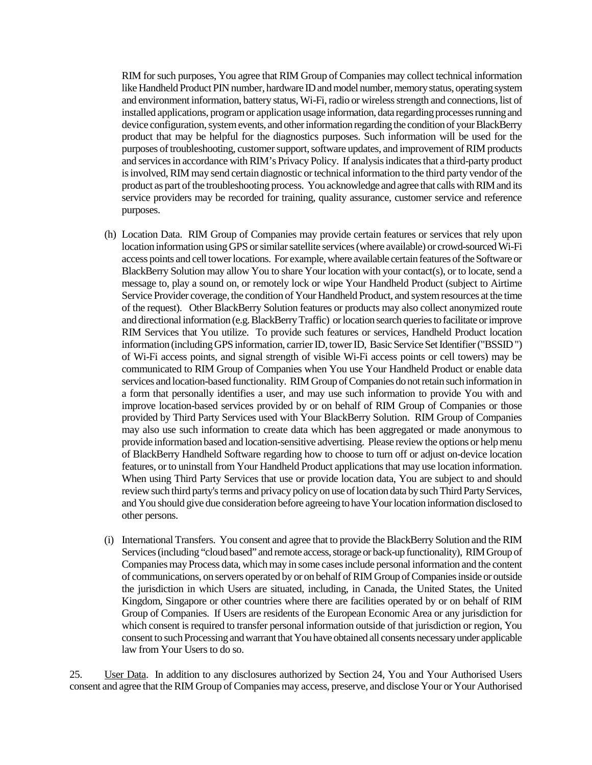RIM for such purposes, You agree that RIM Group of Companies may collect technical information like Handheld Product PIN number, hardware ID and model number, memory status, operating system and environment information, battery status, Wi-Fi, radio or wireless strength and connections, list of installed applications, program or application usage information, data regarding processes running and device configuration, system events, and other information regarding the condition of your BlackBerry product that may be helpful for the diagnostics purposes. Such information will be used for the purposes of troubleshooting, customer support, software updates, and improvement of RIM products and services in accordance with RIM's Privacy Policy. If analysis indicates that a third-party product is involved, RIM may send certain diagnostic or technical information to the third party vendor of the product as part of the troubleshooting process. You acknowledge and agree that calls with RIM and its service providers may be recorded for training, quality assurance, customer service and reference purposes.

(h) Location Data. RIM Group of Companies may provide certain features or services that rely upon location information using GPS or similar satellite services (where available) or crowd-sourced Wi-Fi access points and cell tower locations. For example, where available certain features of the Software or BlackBerry Solution may allow You to share Your location with your contact(s), or to locate, send a message to, play a sound on, or remotely lock or wipe Your Handheld Product (subject to Airtime Service Provider coverage, the condition of Your Handheld Product, and system resources at the time of the request). Other BlackBerry Solution features or products may also collect anonymized route and directional information (e.g. BlackBerry Traffic) or location search queries to facilitate or improve RIM Services that You utilize. To provide such features or services, Handheld Product location information (including GPS information, carrier ID, tower ID, Basic Service Set Identifier ("BSSID") of Wi-Fi access points, and signal strength of visible Wi-Fi access points or cell towers) may be communicated to RIM Group of Companies when You use Your Handheld Product or enable data services and location-based functionality. RIM Group of Companies do not retain such information in a form that personally identifies a user, and may use such information to provide You with and improve location-based services provided by or on behalf of RIM Group of Companies or those provided by Third Party Services used with Your BlackBerry Solution. RIM Group of Companies may also use such information to create data which has been aggregated or made anonymous to provide information based and location-sensitive advertising. Please review the options or help menu of BlackBerry Handheld Software regarding how to choose to turn off or adjust on-device location features, or to uninstall from Your Handheld Product applications that may use location information. When using Third Party Services that use or provide location data, You are subject to and should review such third party's terms and privacy policy on use of location data by such Third Party Services, and You should give due consideration before agreeing to have Your location information disclosed to other persons.

(i) International Transfers. You consent and agree that to provide the BlackBerry Solution and the RIM Services (including "cloud based" and remote access, storage or back-up functionality), RIM Group of Companies may Process data, which may in some cases include personal information and the content of communications, on servers operated by or on behalf of RIM Group of Companies inside or outside the jurisdiction in which Users are situated, including, in Canada, the United States, the United Kingdom, Singapore or other countries where there are facilities operated by or on behalf of RIM Group of Companies. If Users are residents of the European Economic Area or any jurisdiction for which consent is required to transfer personal information outside of that jurisdiction or region, You consent to such Processing and warrant that You have obtained all consents necessary under applicable law from Your Users to do so.

25. User Data. In addition to any disclosures authorized by Section 24, You and Your Authorised Users consent and agree that the RIM Group of Companies may access, preserve, and disclose Your or Your Authorised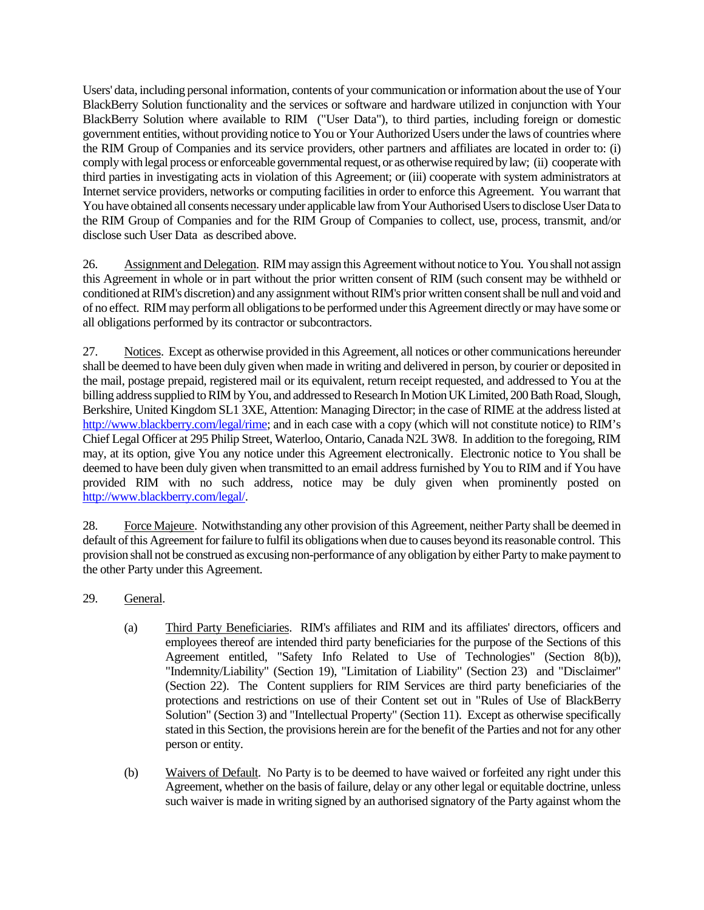Users' data, including personal information, contents of your communication or information about the use of Your BlackBerry Solution functionality and the services or software and hardware utilized in conjunction with Your BlackBerry Solution where available to RIM ("User Data"), to third parties, including foreign or domestic government entities, without providing notice to You or Your Authorized Users under the laws of countries where the RIM Group of Companies and its service providers, other partners and affiliates are located in order to: (i) comply with legal process or enforceable governmental request, or as otherwise required by law; (ii) cooperate with third parties in investigating acts in violation of this Agreement; or (iii) cooperate with system administrators at Internet service providers, networks or computing facilities in order to enforce this Agreement. You warrant that You have obtained all consents necessary under applicable law from Your Authorised Users to disclose User Data to the RIM Group of Companies and for the RIM Group of Companies to collect, use, process, transmit, and/or disclose such User Data as described above.

26. Assignment and Delegation. RIM may assign this Agreement without notice to You. You shall not assign this Agreement in whole or in part without the prior written consent of RIM (such consent may be withheld or conditioned at RIM's discretion) and any assignment without RIM's prior written consent shall be null and void and of no effect. RIM may perform all obligations to be performed under this Agreement directly or may have some or all obligations performed by its contractor or subcontractors.

27. Notices. Except as otherwise provided in this Agreement, all notices or other communications hereunder shall be deemed to have been duly given when made in writing and delivered in person, by courier or deposited in the mail, postage prepaid, registered mail or its equivalent, return receipt requested, and addressed to You at the billing address supplied to RIM by You, and addressed to Research In Motion UK Limited, 200 Bath Road, Slough, Berkshire, United Kingdom SL1 3XE, Attention: Managing Director; in the case of RIME at the address listed at http://www.blackberry.com/legal/rime; and in each case with a copy (which will not constitute notice) to RIM's Chief Legal Officer at 295 Philip Street, Waterloo, Ontario, Canada N2L 3W8. In addition to the foregoing, RIM may, at its option, give You any notice under this Agreement electronically. Electronic notice to You shall be deemed to have been duly given when transmitted to an email address furnished by You to RIM and if You have provided RIM with no such address, notice may be duly given when prominently posted on http://www.blackberry.com/legal/.

28. Force Majeure. Notwithstanding any other provision of this Agreement, neither Party shall be deemed in default of this Agreement for failure to fulfil its obligations when due to causes beyond its reasonable control. This provision shall not be construed as excusing non-performance of any obligation by either Party to make payment to the other Party under this Agreement.

29. General.

(a) Third Party Beneficiaries. RIM's affiliates and RIM and its affiliates' directors, officers and employees thereof are intended third party beneficiaries for the purpose of the Sections of this Agreement entitled, "Safety Info Related to Use of Technologies" (Section 8(b)), "Indemnity/Liability" (Section 19), "Limitation of Liability" (Section 23) and "Disclaimer" (Section 22). The Content suppliers for RIM Services are third party beneficiaries of the protections and restrictions on use of their Content set out in "Rules of Use of BlackBerry Solution" (Section 3) and "Intellectual Property" (Section 11). Except as otherwise specifically stated in this Section, the provisions herein are for the benefit of the Parties and not for any other person or entity.

(b) Waivers of Default. No Party is to be deemed to have waived or forfeited any right under this Agreement, whether on the basis of failure, delay or any other legal or equitable doctrine, unless such waiver is made in writing signed by an authorised signatory of the Party against whom the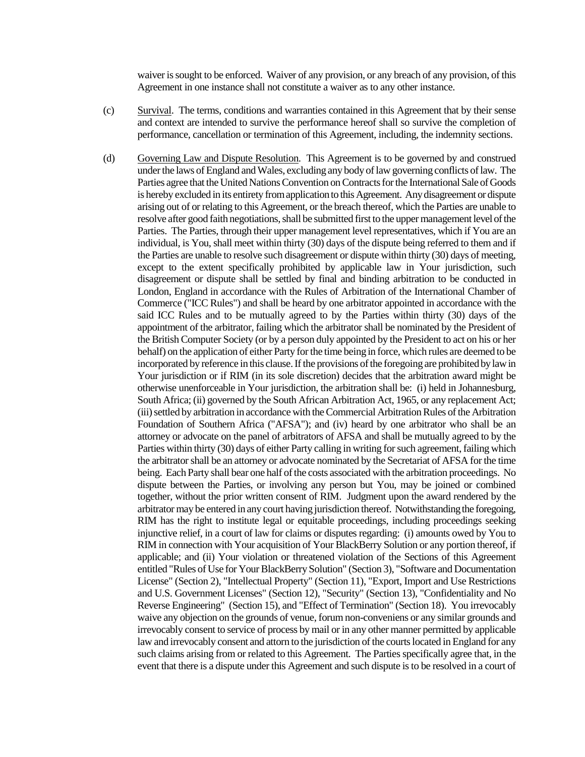waiver is sought to be enforced. Waiver of any provision, or any breach of any provision, of this Agreement in one instance shall not constitute a waiver as to any other instance.

(c) Survival. The terms, conditions and warranties contained in this Agreement that by their sense and context are intended to survive the performance hereof shall so survive the completion of performance, cancellation or termination of this Agreement, including, the indemnity sections.

(d) Governing Law and Dispute Resolution. This Agreement is to be governed by and construed under the laws of England and Wales, excluding any body of law governing conflicts of law. The Parties agree that the United Nations Convention on Contracts for the International Sale of Goods is hereby excluded in its entirety from application to this Agreement. Any disagreement or dispute arising out of or relating to this Agreement, or the breach thereof, which the Parties are unable to resolve after good faith negotiations, shall be submitted first to the upper management level of the Parties. The Parties, through their upper management level representatives, which if You are an individual, is You, shall meet within thirty (30) days of the dispute being referred to them and if the Parties are unable to resolve such disagreement or dispute within thirty (30) days of meeting, except to the extent specifically prohibited by applicable law in Your jurisdiction, such disagreement or dispute shall be settled by final and binding arbitration to be conducted in London, England in accordance with the Rules of Arbitration of the International Chamber of Commerce ("ICC Rules") and shall be heard by one arbitrator appointed in accordance with the said ICC Rules and to be mutually agreed to by the Parties within thirty (30) days of the appointment of the arbitrator, failing which the arbitrator shall be nominated by the President of the British Computer Society (or by a person duly appointed by the President to act on his or her behalf) on the application of either Party for the time being in force, which rules are deemed to be incorporated by reference in this clause. If the provisions of the foregoing are prohibited by law in Your jurisdiction or if RIM (in its sole discretion) decides that the arbitration award might be otherwise unenforceable in Your jurisdiction, the arbitration shall be: (i) held in Johannesburg, South Africa; (ii) governed by the South African Arbitration Act, 1965, or any replacement Act; (iii) settled by arbitration in accordance with the Commercial Arbitration Rules of the Arbitration Foundation of Southern Africa ("AFSA"); and (iv) heard by one arbitrator who shall be an attorney or advocate on the panel of arbitrators of AFSA and shall be mutually agreed to by the Parties within thirty (30) days of either Party calling in writing for such agreement, failing which the arbitrator shall be an attorney or advocate nominated by the Secretariat of AFSA for the time being. Each Party shall bear one half of the costs associated with the arbitration proceedings. No dispute between the Parties, or involving any person but You, may be joined or combined together, without the prior written consent of RIM. Judgment upon the award rendered by the arbitrator may be entered in any court having jurisdiction thereof. Notwithstanding the foregoing, RIM has the right to institute legal or equitable proceedings, including proceedings seeking injunctive relief, in a court of law for claims or disputes regarding: (i) amounts owed by You to RIM in connection with Your acquisition of Your BlackBerry Solution or any portion thereof, if applicable; and (ii) Your violation or threatened violation of the Sections of this Agreement entitled "Rules of Use for Your BlackBerry Solution" (Section 3), "Software and Documentation License" (Section 2), "Intellectual Property" (Section 11), "Export, Import and Use Restrictions and U.S. Government Licenses" (Section 12), "Security" (Section 13), "Confidentiality and No Reverse Engineering" (Section 15), and "Effect of Termination" (Section 18). You irrevocably waive any objection on the grounds of venue, forum non-conveniens or any similar grounds and irrevocably consent to service of process by mail or in any other manner permitted by applicable law and irrevocably consent and attorn to the jurisdiction of the courts located in England for any such claims arising from or related to this Agreement. The Parties specifically agree that, in the event that there is a dispute under this Agreement and such dispute is to be resolved in a court of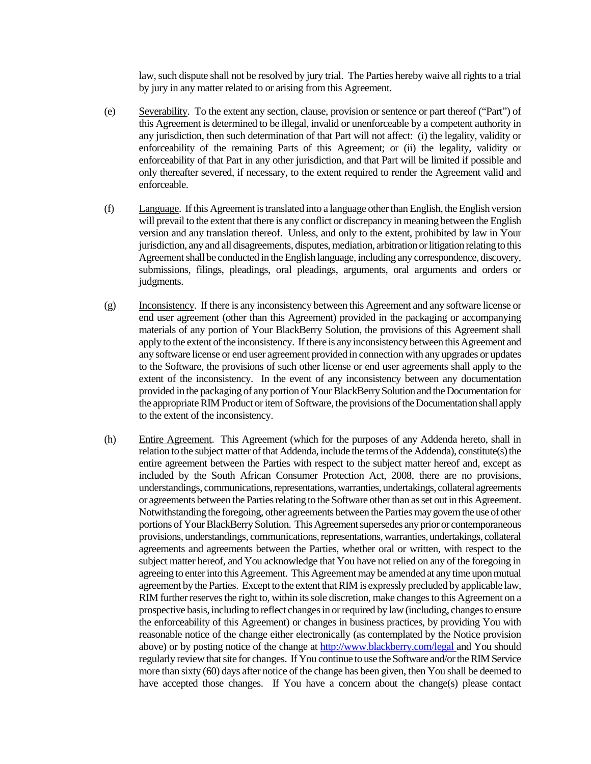law, such dispute shall not be resolved by jury trial. The Parties hereby waive all rights to a trial by jury in any matter related to or arising from this Agreement.

(e) Severability. To the extent any section, clause, provision or sentence or part thereof ("Part") of this Agreement is determined to be illegal, invalid or unenforceable by a competent authority in any jurisdiction, then such determination of that Part will not affect: (i) the legality, validity or enforceability of the remaining Parts of this Agreement; or (ii) the legality, validity or enforceability of that Part in any other jurisdiction, and that Part will be limited if possible and only thereafter severed, if necessary, to the extent required to render the Agreement valid and enforceable.

(f) Language. If this Agreement is translated into a language other than English, the English version will prevail to the extent that there is any conflict or discrepancy in meaning between the English version and any translation thereof. Unless, and only to the extent, prohibited by law in Your jurisdiction, any and all disagreements, disputes, mediation, arbitration or litigation relating to this Agreement shall be conducted in the English language, including any correspondence, discovery, submissions, filings, pleadings, oral pleadings, arguments, oral arguments and orders or judgments.

(g) Inconsistency. If there is any inconsistency between this Agreement and any software license or end user agreement (other than this Agreement) provided in the packaging or accompanying materials of any portion of Your BlackBerry Solution, the provisions of this Agreement shall apply to the extent of the inconsistency. If there is any inconsistency between this Agreement and any software license or end user agreement provided in connection with any upgrades or updates to the Software, the provisions of such other license or end user agreements shall apply to the extent of the inconsistency. In the event of any inconsistency between any documentation provided in the packaging of any portion of Your BlackBerry Solution and the Documentation for the appropriate RIM Product or item of Software, the provisions of the Documentation shall apply to the extent of the inconsistency.

(h) Entire Agreement. This Agreement (which for the purposes of any Addenda hereto, shall in relation to the subject matter of that Addenda, include the terms of the Addenda), constitute(s) the entire agreement between the Parties with respect to the subject matter hereof and, except as included by the South African Consumer Protection Act, 2008, there are no provisions, understandings, communications, representations, warranties, undertakings, collateral agreements or agreements between the Parties relating to the Software other than as set out in this Agreement. Notwithstanding the foregoing, other agreements between the Parties may govern the use of other portions of Your BlackBerry Solution. This Agreement supersedes any prior or contemporaneous provisions, understandings, communications, representations, warranties, undertakings, collateral agreements and agreements between the Parties, whether oral or written, with respect to the subject matter hereof, and You acknowledge that You have not relied on any of the foregoing in agreeing to enter into this Agreement. This Agreement may be amended at any time upon mutual agreement by the Parties. Except to the extent that RIM is expressly precluded by applicable law, RIM further reserves the right to, within its sole discretion, make changes to this Agreement on a prospective basis, including to reflect changes in or required by law (including, changes to ensure the enforceability of this Agreement) or changes in business practices, by providing You with reasonable notice of the change either electronically (as contemplated by the Notice provision above) or by posting notice of the change at http://www.blackberry.com/legal and You should regularly review that site for changes. If You continue to use the Software and/or the RIM Service more than sixty (60) days after notice of the change has been given, then You shall be deemed to have accepted those changes. If You have a concern about the change(s) please contact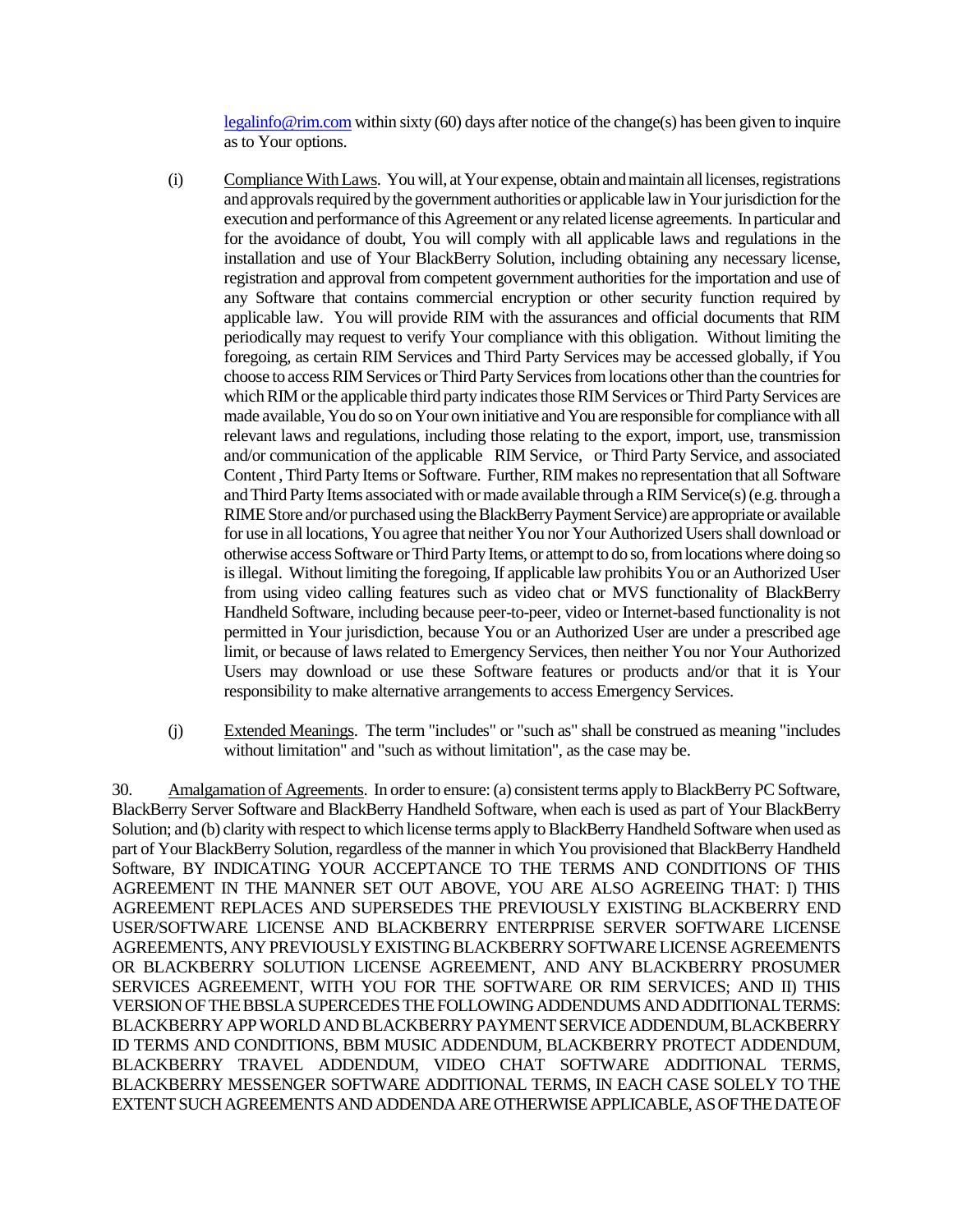legalinfo@rim.com within sixty (60) days after notice of the change(s) has been given to inquire as to Your options.

(i) Compliance With Laws. You will, at Your expense, obtain and maintain all licenses, registrations and approvals required by the government authorities or applicable law in Your jurisdiction for the execution and performance of this Agreement or any related license agreements. In particular and for the avoidance of doubt, You will comply with all applicable laws and regulations in the installation and use of Your BlackBerry Solution, including obtaining any necessary license, registration and approval from competent government authorities for the importation and use of any Software that contains commercial encryption or other security function required by applicable law. You will provide RIM with the assurances and official documents that RIM periodically may request to verify Your compliance with this obligation. Without limiting the foregoing, as certain RIM Services and Third Party Services may be accessed globally, if You choose to access RIM Services or Third Party Services from locations other than the countries for which RIM or the applicable third party indicates those RIM Services or Third Party Services are made available, You do so on Your own initiative and You are responsible for compliance with all relevant laws and regulations, including those relating to the export, import, use, transmission and/or communication of the applicable RIM Service, or Third Party Service, and associated Content , Third Party Items or Software. Further, RIM makes no representation that all Software and Third Party Items associated with or made available through a RIM Service(s) (e.g. through a RIME Store and/or purchased using the BlackBerry Payment Service) are appropriate or available for use in all locations, You agree that neither You nor Your Authorized Users shall download or otherwise access Software or Third Party Items, or attempt to do so, from locations where doing so is illegal. Without limiting the foregoing, If applicable law prohibits You or an Authorized User from using video calling features such as video chat or MVS functionality of BlackBerry Handheld Software, including because peer-to-peer, video or Internet-based functionality is not permitted in Your jurisdiction, because You or an Authorized User are under a prescribed age limit, or because of laws related to Emergency Services, then neither You nor Your Authorized Users may download or use these Software features or products and/or that it is Your responsibility to make alternative arrangements to access Emergency Services.

(j) Extended Meanings. The term "includes" or "such as" shall be construed as meaning "includes without limitation" and "such as without limitation", as the case may be.

30. Amalgamation of Agreements. In order to ensure: (a) consistent terms apply to BlackBerry PC Software, BlackBerry Server Software and BlackBerry Handheld Software, when each is used as part of Your BlackBerry Solution; and (b) clarity with respect to which license terms apply to BlackBerry Handheld Software when used as part of Your BlackBerry Solution, regardless of the manner in which You provisioned that BlackBerry Handheld Software, BY INDICATING YOUR ACCEPTANCE TO THE TERMS AND CONDITIONS OF THIS AGREEMENT IN THE MANNER SET OUT ABOVE, YOU ARE ALSO AGREEING THAT: I) THIS AGREEMENT REPLACES AND SUPERSEDES THE PREVIOUSLY EXISTING BLACKBERRY END USER/SOFTWARE LICENSE AND BLACKBERRY ENTERPRISE SERVER SOFTWARE LICENSE AGREEMENTS, ANY PREVIOUSLY EXISTING BLACKBERRY SOFTWARE LICENSE AGREEMENTS OR BLACKBERRY SOLUTION LICENSE AGREEMENT, AND ANY BLACKBERRY PROSUMER SERVICES AGREEMENT, WITH YOU FOR THE SOFTWARE OR RIM SERVICES; AND II) THIS VERSION OF THE BBSLA SUPERCEDES THE FOLLOWING ADDENDUMS AND ADDITIONAL TERMS: BLACKBERRY APP WORLD AND BLACKBERRY PAYMENT SERVICE ADDENDUM, BLACKBERRY ID TERMS AND CONDITIONS, BBM MUSIC ADDENDUM, BLACKBERRY PROTECT ADDENDUM, BLACKBERRY TRAVEL ADDENDUM, VIDEO CHAT SOFTWARE ADDITIONAL TERMS, BLACKBERRY MESSENGER SOFTWARE ADDITIONAL TERMS, IN EACH CASE SOLELY TO THE EXTENT SUCH AGREEMENTS AND ADDENDA ARE OTHERWISE APPLICABLE, AS OF THE DATE OF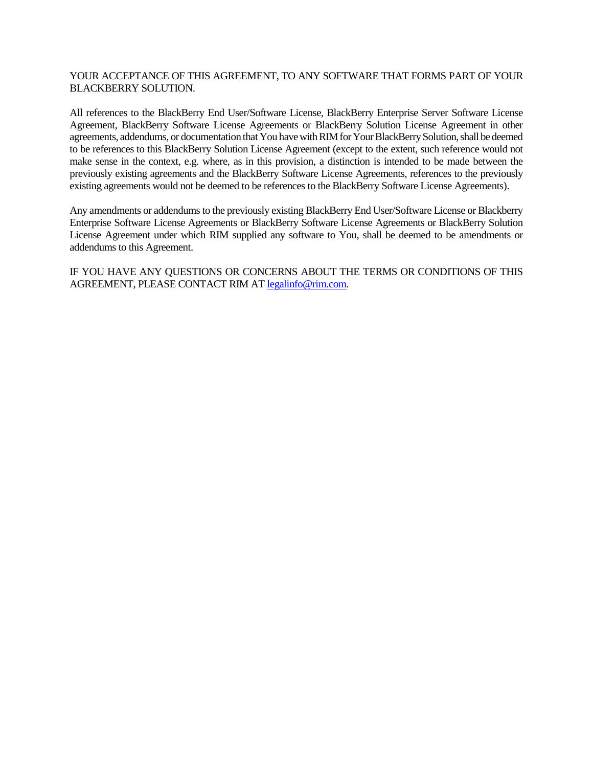YOUR ACCEPTANCE OF THIS AGREEMENT, TO ANY SOFTWARE THAT FORMS PART OF YOUR BLACKBERRY SOLUTION.

All references to the BlackBerry End User/Software License, BlackBerry Enterprise Server Software License Agreement, BlackBerry Software License Agreements or BlackBerry Solution License Agreement in other agreements, addendums, or documentation that You have with RIM for Your BlackBerry Solution, shall be deemed to be references to this BlackBerry Solution License Agreement (except to the extent, such reference would not make sense in the context, e.g. where, as in this provision, a distinction is intended to be made between the previously existing agreements and the BlackBerry Software License Agreements, references to the previously existing agreements would not be deemed to be references to the BlackBerry Software License Agreements).

Any amendments or addendums to the previously existing BlackBerry End User/Software License or Blackberry Enterprise Software License Agreements or BlackBerry Software License Agreements or BlackBerry Solution License Agreement under which RIM supplied any software to You, shall be deemed to be amendments or addendums to this Agreement.

IF YOU HAVE ANY QUESTIONS OR CONCERNS ABOUT THE TERMS OR CONDITIONS OF THIS AGREEMENT, PLEASE CONTACT RIM AT legalinfo@rim.com.